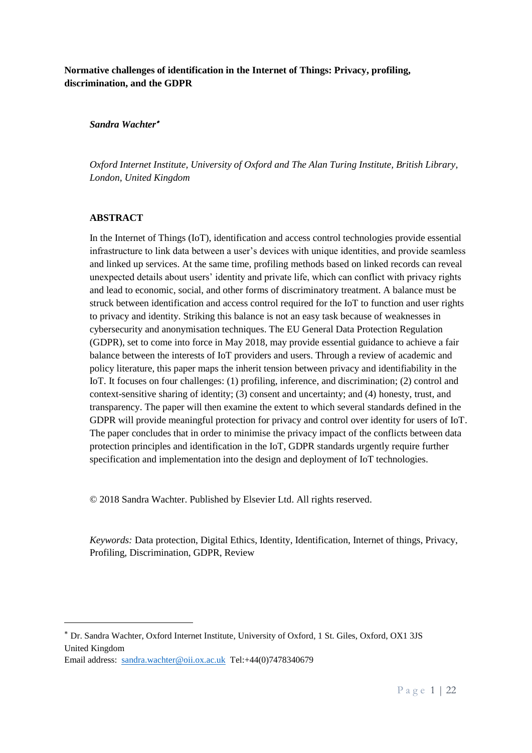**Normative challenges of identification in the Internet of Things: Privacy, profiling, discrimination, and the GDPR**

***Sandra Wachter*** [*]

*Oxford Internet Institute, University of Oxford and The Alan Turing Institute, British Library, London, United Kingdom*

## ABSTRACT

In the Internet of Things (IoT), identification and access control technologies provide essential infrastructure to link data between a user's devices with unique identities, and provide seamless and linked up services. At the same time, profiling methods based on linked records can reveal unexpected details about users' identity and private life, which can conflict with privacy rights and lead to economic, social, and other forms of discriminatory treatment. A balance must be struck between identification and access control required for the IoT to function and user rights to privacy and identity. Striking this balance is not an easy task because of weaknesses in cybersecurity and anonymisation techniques. The EU General Data Protection Regulation (GDPR), set to come into force in May 2018, may provide essential guidance to achieve a fair balance between the interests of IoT providers and users. Through a review of academic and policy literature, this paper maps the inherit tension between privacy and identifiability in the IoT. It focuses on four challenges: (1) profiling, inference, and discrimination; (2) control and context-sensitive sharing of identity; (3) consent and uncertainty; and (4) honesty, trust, and transparency. The paper will then examine the extent to which several standards defined in the GDPR will provide meaningful protection for privacy and control over identity for users of IoT. The paper concludes that in order to minimise the privacy impact of the conflicts between data protection principles and identification in the IoT, GDPR standards urgently require further specification and implementation into the design and deployment of IoT technologies.

© 2018 Sandra Wachter. Published by Elsevier Ltd. All rights reserved.

*Keywords:* Data protection, Digital Ethics, Identity, Identification, Internet of things, Privacy, Profiling, Discrimination, GDPR, Review

---

[*] Dr. Sandra Wachter, Oxford Internet Institute, University of Oxford, 1 St. Giles, Oxford, OX1 3JS United Kingdom
Email address: sandra.wachter@oii.ox.ac.uk Tel:+44(0)7478340679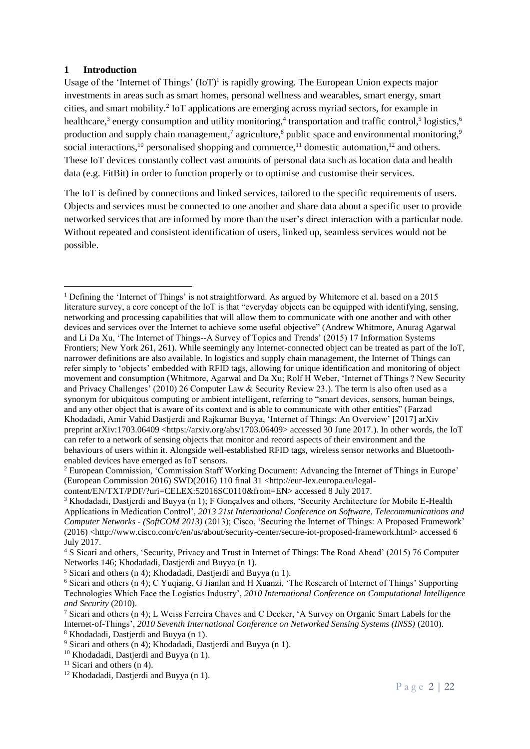## 1 Introduction

Usage of the 'Internet of Things' (IoT)[1] is rapidly growing. The European Union expects major investments in areas such as smart homes, personal wellness and wearables, smart energy, smart cities, and smart mobility.[2] IoT applications are emerging across myriad sectors, for example in healthcare,[3] energy consumption and utility monitoring,[4] transportation and traffic control,[5] logistics,[6] production and supply chain management,[7] agriculture,[8] public space and environmental monitoring,[9] social interactions,[10] personalised shopping and commerce,[11] domestic automation,[12] and others. These IoT devices constantly collect vast amounts of personal data such as location data and health data (e.g. FitBit) in order to function properly or to optimise and customise their services.

The IoT is defined by connections and linked services, tailored to the specific requirements of users. Objects and services must be connected to one another and share data about a specific user to provide networked services that are informed by more than the user's direct interaction with a particular node. Without repeated and consistent identification of users, linked up, seamless services would not be possible.

---

[1] Defining the 'Internet of Things' is not straightforward. As argued by Whitemore et al. based on a 2015 literature survey, a core concept of the IoT is that "everyday objects can be equipped with identifying, sensing, networking and processing capabilities that will allow them to communicate with one another and with other devices and services over the Internet to achieve some useful objective" (Andrew Whitmore, Anurag Agarwal and Li Da Xu, 'The Internet of Things--A Survey of Topics and Trends' (2015) 17 Information Systems Frontiers; New York 261, 261). While seemingly any Internet-connected object can be treated as part of the IoT, narrower definitions are also available. In logistics and supply chain management, the Internet of Things can refer simply to 'objects' embedded with RFID tags, allowing for unique identification and monitoring of object movement and consumption (Whitmore, Agarwal and Da Xu; Rolf H Weber, 'Internet of Things ? New Security and Privacy Challenges' (2010) 26 Computer Law & Security Review 23.). The term is also often used as a synonym for ubiquitous computing or ambient intelligent, referring to "smart devices, sensors, human beings, and any other object that is aware of its context and is able to communicate with other entities" (Farzad Khodadadi, Amir Vahid Dastjerdi and Rajkumar Buyya, 'Internet of Things: An Overview' [2017] arXiv preprint arXiv:1703.06409 <https://arxiv.org/abs/1703.06409> accessed 30 June 2017.). In other words, the IoT can refer to a network of sensing objects that monitor and record aspects of their environment and the behaviours of users within it. Alongside well-established RFID tags, wireless sensor networks and Bluetooth-enabled devices have emerged as IoT sensors.

[2] European Commission, 'Commission Staff Working Document: Advancing the Internet of Things in Europe' (European Commission 2016) SWD(2016) 110 final 31 <http://eur-lex.europa.eu/legal-content/EN/TXT/PDF/?uri=CELEX:52016SC0110&from=EN> accessed 8 July 2017.

[3] Khodadadi, Dastjerdi and Buyya (n 1); F Gonçalves and others, 'Security Architecture for Mobile E-Health Applications in Medication Control', *2013 21st International Conference on Software, Telecommunications and Computer Networks - (SoftCOM 2013)* (2013); Cisco, 'Securing the Internet of Things: A Proposed Framework' (2016) <http://www.cisco.com/c/en/us/about/security-center/secure-iot-proposed-framework.html> accessed 6 July 2017.

[4] S Sicari and others, 'Security, Privacy and Trust in Internet of Things: The Road Ahead' (2015) 76 Computer Networks 146; Khodadadi, Dastjerdi and Buyya (n 1).

[5] Sicari and others (n 4); Khodadadi, Dastjerdi and Buyya (n 1).

[6] Sicari and others (n 4); C Yuqiang, G Jianlan and H Xuanzi, 'The Research of Internet of Things' Supporting Technologies Which Face the Logistics Industry', *2010 International Conference on Computational Intelligence and Security* (2010).

[7] Sicari and others (n 4); L Weiss Ferreira Chaves and C Decker, 'A Survey on Organic Smart Labels for the Internet-of-Things', *2010 Seventh International Conference on Networked Sensing Systems (INSS)* (2010).

[8] Khodadadi, Dastjerdi and Buyya (n 1).

[9] Sicari and others (n 4); Khodadadi, Dastjerdi and Buyya (n 1).

[10] Khodadadi, Dastjerdi and Buyya (n 1).

[11] Sicari and others (n 4).

[12] Khodadadi, Dastjerdi and Buyya (n 1).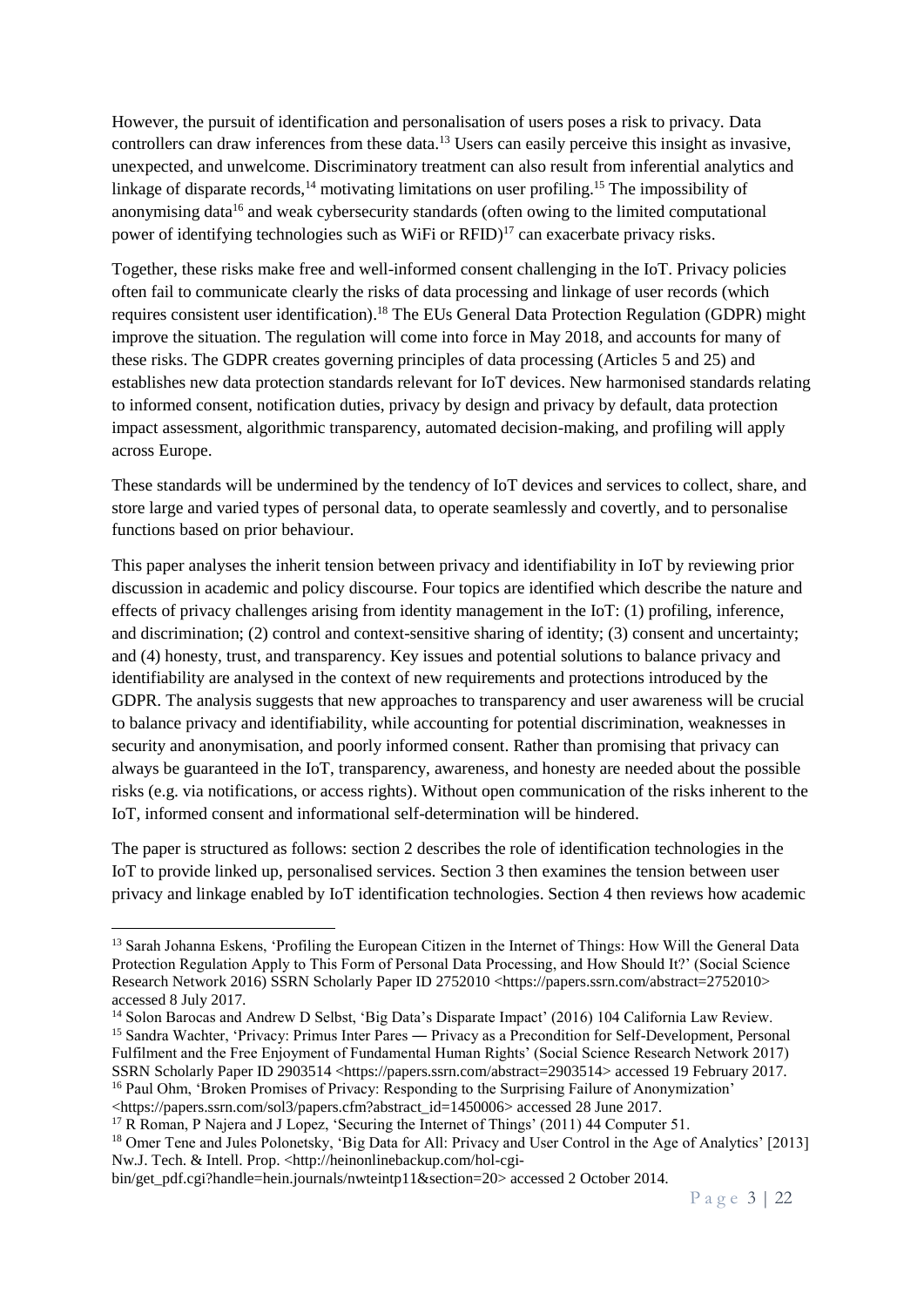However, the pursuit of identification and personalisation of users poses a risk to privacy. Data controllers can draw inferences from these data.[13] Users can easily perceive this insight as invasive, unexpected, and unwelcome. Discriminatory treatment can also result from inferential analytics and linkage of disparate records,[14] motivating limitations on user profiling.[15] The impossibility of anonymising data[16] and weak cybersecurity standards (often owing to the limited computational power of identifying technologies such as WiFi or RFID)[17] can exacerbate privacy risks.

Together, these risks make free and well-informed consent challenging in the IoT. Privacy policies often fail to communicate clearly the risks of data processing and linkage of user records (which requires consistent user identification).[18] The EUs General Data Protection Regulation (GDPR) might improve the situation. The regulation will come into force in May 2018, and accounts for many of these risks. The GDPR creates governing principles of data processing (Articles 5 and 25) and establishes new data protection standards relevant for IoT devices. New harmonised standards relating to informed consent, notification duties, privacy by design and privacy by default, data protection impact assessment, algorithmic transparency, automated decision-making, and profiling will apply across Europe.

These standards will be undermined by the tendency of IoT devices and services to collect, share, and store large and varied types of personal data, to operate seamlessly and covertly, and to personalise functions based on prior behaviour.

This paper analyses the inherit tension between privacy and identifiability in IoT by reviewing prior discussion in academic and policy discourse. Four topics are identified which describe the nature and effects of privacy challenges arising from identity management in the IoT: (1) profiling, inference, and discrimination; (2) control and context-sensitive sharing of identity; (3) consent and uncertainty; and (4) honesty, trust, and transparency. Key issues and potential solutions to balance privacy and identifiability are analysed in the context of new requirements and protections introduced by the GDPR. The analysis suggests that new approaches to transparency and user awareness will be crucial to balance privacy and identifiability, while accounting for potential discrimination, weaknesses in security and anonymisation, and poorly informed consent. Rather than promising that privacy can always be guaranteed in the IoT, transparency, awareness, and honesty are needed about the possible risks (e.g. via notifications, or access rights). Without open communication of the risks inherent to the IoT, informed consent and informational self-determination will be hindered.

The paper is structured as follows: section 2 describes the role of identification technologies in the IoT to provide linked up, personalised services. Section 3 then examines the tension between user privacy and linkage enabled by IoT identification technologies. Section 4 then reviews how academic

---

[13] Sarah Johanna Eskens, 'Profiling the European Citizen in the Internet of Things: How Will the General Data Protection Regulation Apply to This Form of Personal Data Processing, and How Should It?' (Social Science Research Network 2016) SSRN Scholarly Paper ID 2752010 <https://papers.ssrn.com/abstract=2752010> accessed 8 July 2017.

[14] Solon Barocas and Andrew D Selbst, 'Big Data's Disparate Impact' (2016) 104 California Law Review.

[15] Sandra Wachter, 'Privacy: Primus Inter Pares ― Privacy as a Precondition for Self-Development, Personal Fulfilment and the Free Enjoyment of Fundamental Human Rights' (Social Science Research Network 2017) SSRN Scholarly Paper ID 2903514 <https://papers.ssrn.com/abstract=2903514> accessed 19 February 2017.

[16] Paul Ohm, 'Broken Promises of Privacy: Responding to the Surprising Failure of Anonymization' <https://papers.ssrn.com/sol3/papers.cfm?abstract_id=1450006> accessed 28 June 2017.

[17] R Roman, P Najera and J Lopez, 'Securing the Internet of Things' (2011) 44 Computer 51.

[18] Omer Tene and Jules Polonetsky, 'Big Data for All: Privacy and User Control in the Age of Analytics' [2013] Nw.J. Tech. & Intell. Prop. <http://heinonlinebackup.com/hol-cgi-bin/get_pdf.cgi?handle=hein.journals/nwteintp11&section=20> accessed 2 October 2014.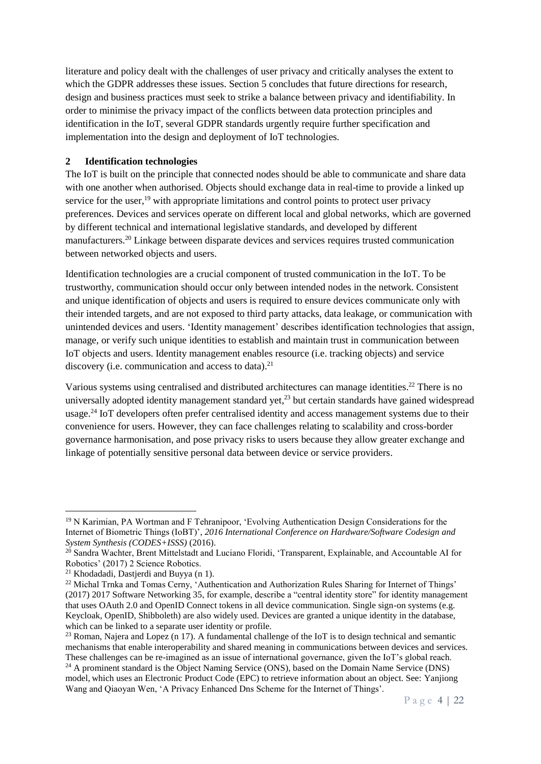literature and policy dealt with the challenges of user privacy and critically analyses the extent to which the GDPR addresses these issues. Section 5 concludes that future directions for research, design and business practices must seek to strike a balance between privacy and identifiability. In order to minimise the privacy impact of the conflicts between data protection principles and identification in the IoT, several GDPR standards urgently require further specification and implementation into the design and deployment of IoT technologies.

## 2 Identification technologies

The IoT is built on the principle that connected nodes should be able to communicate and share data with one another when authorised. Objects should exchange data in real-time to provide a linked up service for the user,[19] with appropriate limitations and control points to protect user privacy preferences. Devices and services operate on different local and global networks, which are governed by different technical and international legislative standards, and developed by different manufacturers.[20] Linkage between disparate devices and services requires trusted communication between networked objects and users.

Identification technologies are a crucial component of trusted communication in the IoT. To be trustworthy, communication should occur only between intended nodes in the network. Consistent and unique identification of objects and users is required to ensure devices communicate only with their intended targets, and are not exposed to third party attacks, data leakage, or communication with unintended devices and users. 'Identity management' describes identification technologies that assign, manage, or verify such unique identities to establish and maintain trust in communication between IoT objects and users. Identity management enables resource (i.e. tracking objects) and service discovery (i.e. communication and access to data).[21]

Various systems using centralised and distributed architectures can manage identities.[22] There is no universally adopted identity management standard yet,[23] but certain standards have gained widespread usage.[24] IoT developers often prefer centralised identity and access management systems due to their convenience for users. However, they can face challenges relating to scalability and cross-border governance harmonisation, and pose privacy risks to users because they allow greater exchange and linkage of potentially sensitive personal data between device or service providers.

---

[19] N Karimian, PA Wortman and F Tehranipoor, 'Evolving Authentication Design Considerations for the Internet of Biometric Things (IoBT)', *2016 International Conference on Hardware/Software Codesign and System Synthesis (CODES+ISSS)* (2016).

[20] Sandra Wachter, Brent Mittelstadt and Luciano Floridi, 'Transparent, Explainable, and Accountable AI for Robotics' (2017) 2 Science Robotics.

[21] Khodadadi, Dastjerdi and Buyya (n 1).

[22] Michal Trnka and Tomas Cerny, 'Authentication and Authorization Rules Sharing for Internet of Things' (2017) 2017 Software Networking 35, for example, describe a "central identity store" for identity management that uses OAuth 2.0 and OpenID Connect tokens in all device communication. Single sign-on systems (e.g. Keycloak, OpenID, Shibboleth) are also widely used. Devices are granted a unique identity in the database, which can be linked to a separate user identity or profile.

[23] Roman, Najera and Lopez (n 17). A fundamental challenge of the IoT is to design technical and semantic mechanisms that enable interoperability and shared meaning in communications between devices and services. These challenges can be re-imagined as an issue of international governance, given the IoT's global reach.

[24] A prominent standard is the Object Naming Service (ONS), based on the Domain Name Service (DNS) model, which uses an Electronic Product Code (EPC) to retrieve information about an object. See: Yanjiong Wang and Qiaoyan Wen, 'A Privacy Enhanced Dns Scheme for the Internet of Things'.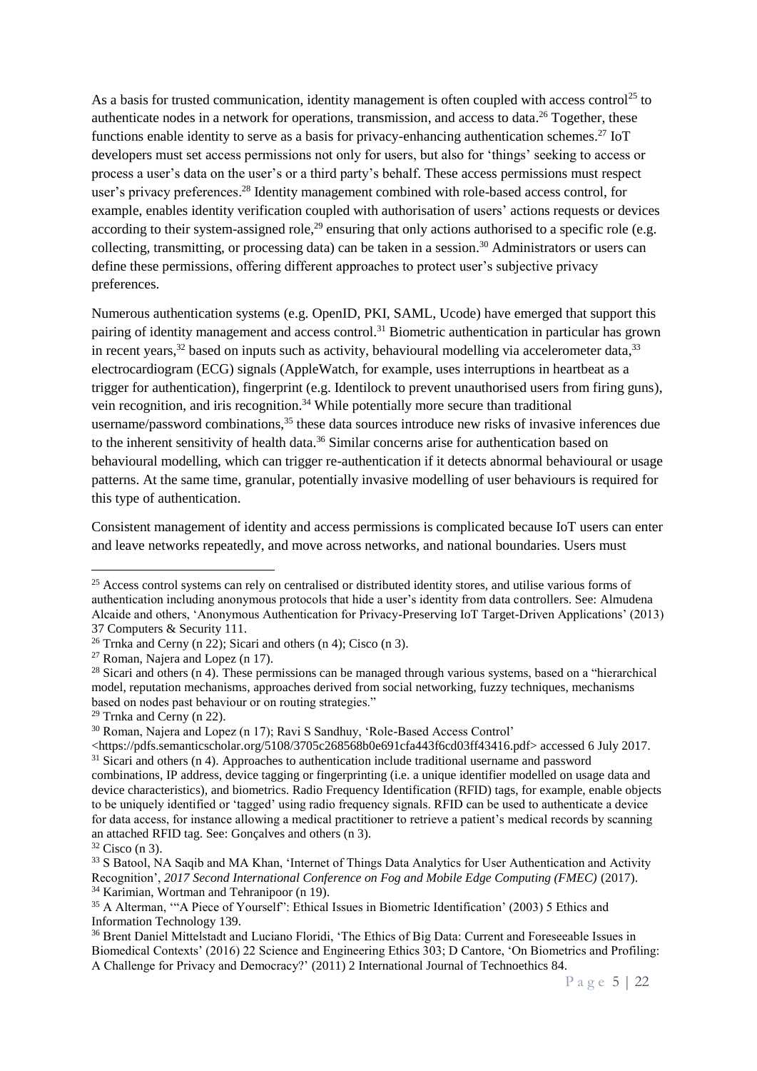As a basis for trusted communication, identity management is often coupled with access control[25] to authenticate nodes in a network for operations, transmission, and access to data.[26] Together, these functions enable identity to serve as a basis for privacy-enhancing authentication schemes.[27] IoT developers must set access permissions not only for users, but also for 'things' seeking to access or process a user's data on the user's or a third party's behalf. These access permissions must respect user's privacy preferences.[28] Identity management combined with role-based access control, for example, enables identity verification coupled with authorisation of users' actions requests or devices according to their system-assigned role,[29] ensuring that only actions authorised to a specific role (e.g. collecting, transmitting, or processing data) can be taken in a session.[30] Administrators or users can define these permissions, offering different approaches to protect user's subjective privacy preferences.

Numerous authentication systems (e.g. OpenID, PKI, SAML, Ucode) have emerged that support this pairing of identity management and access control.[31] Biometric authentication in particular has grown in recent years,[32] based on inputs such as activity, behavioural modelling via accelerometer data,[33] electrocardiogram (ECG) signals (AppleWatch, for example, uses interruptions in heartbeat as a trigger for authentication), fingerprint (e.g. Identilock to prevent unauthorised users from firing guns), vein recognition, and iris recognition.[34] While potentially more secure than traditional username/password combinations,[35] these data sources introduce new risks of invasive inferences due to the inherent sensitivity of health data.[36] Similar concerns arise for authentication based on behavioural modelling, which can trigger re-authentication if it detects abnormal behavioural or usage patterns. At the same time, granular, potentially invasive modelling of user behaviours is required for this type of authentication.

Consistent management of identity and access permissions is complicated because IoT users can enter and leave networks repeatedly, and move across networks, and national boundaries. Users must

---

[25] Access control systems can rely on centralised or distributed identity stores, and utilise various forms of authentication including anonymous protocols that hide a user's identity from data controllers. See: Almudena Alcaide and others, 'Anonymous Authentication for Privacy-Preserving IoT Target-Driven Applications' (2013) 37 Computers & Security 111.

[26] Trnka and Cerny (n 22); Sicari and others (n 4); Cisco (n 3).

[27] Roman, Najera and Lopez (n 17).

[28] Sicari and others (n 4). These permissions can be managed through various systems, based on a "hierarchical model, reputation mechanisms, approaches derived from social networking, fuzzy techniques, mechanisms based on nodes past behaviour or on routing strategies."

[29] Trnka and Cerny (n 22).

[30] Roman, Najera and Lopez (n 17); Ravi S Sandhuy, 'Role-Based Access Control' <https://pdfs.semanticscholar.org/5108/3705c268568b0e691cfa443f6cd03ff43416.pdf> accessed 6 July 2017.

[31] Sicari and others (n 4). Approaches to authentication include traditional username and password combinations, IP address, device tagging or fingerprinting (i.e. a unique identifier modelled on usage data and device characteristics), and biometrics. Radio Frequency Identification (RFID) tags, for example, enable objects to be uniquely identified or 'tagged' using radio frequency signals. RFID can be used to authenticate a device for data access, for instance allowing a medical practitioner to retrieve a patient's medical records by scanning an attached RFID tag. See: Gonçalves and others (n 3).

[32] Cisco (n 3).

[33] S Batool, NA Saqib and MA Khan, 'Internet of Things Data Analytics for User Authentication and Activity Recognition', *2017 Second International Conference on Fog and Mobile Edge Computing (FMEC)* (2017).

[34] Karimian, Wortman and Tehranipoor (n 19).

[35] A Alterman, '"A Piece of Yourself": Ethical Issues in Biometric Identification' (2003) 5 Ethics and Information Technology 139.

[36] Brent Daniel Mittelstadt and Luciano Floridi, 'The Ethics of Big Data: Current and Foreseeable Issues in Biomedical Contexts' (2016) 22 Science and Engineering Ethics 303; D Cantore, 'On Biometrics and Profiling: A Challenge for Privacy and Democracy?' (2011) 2 International Journal of Technoethics 84.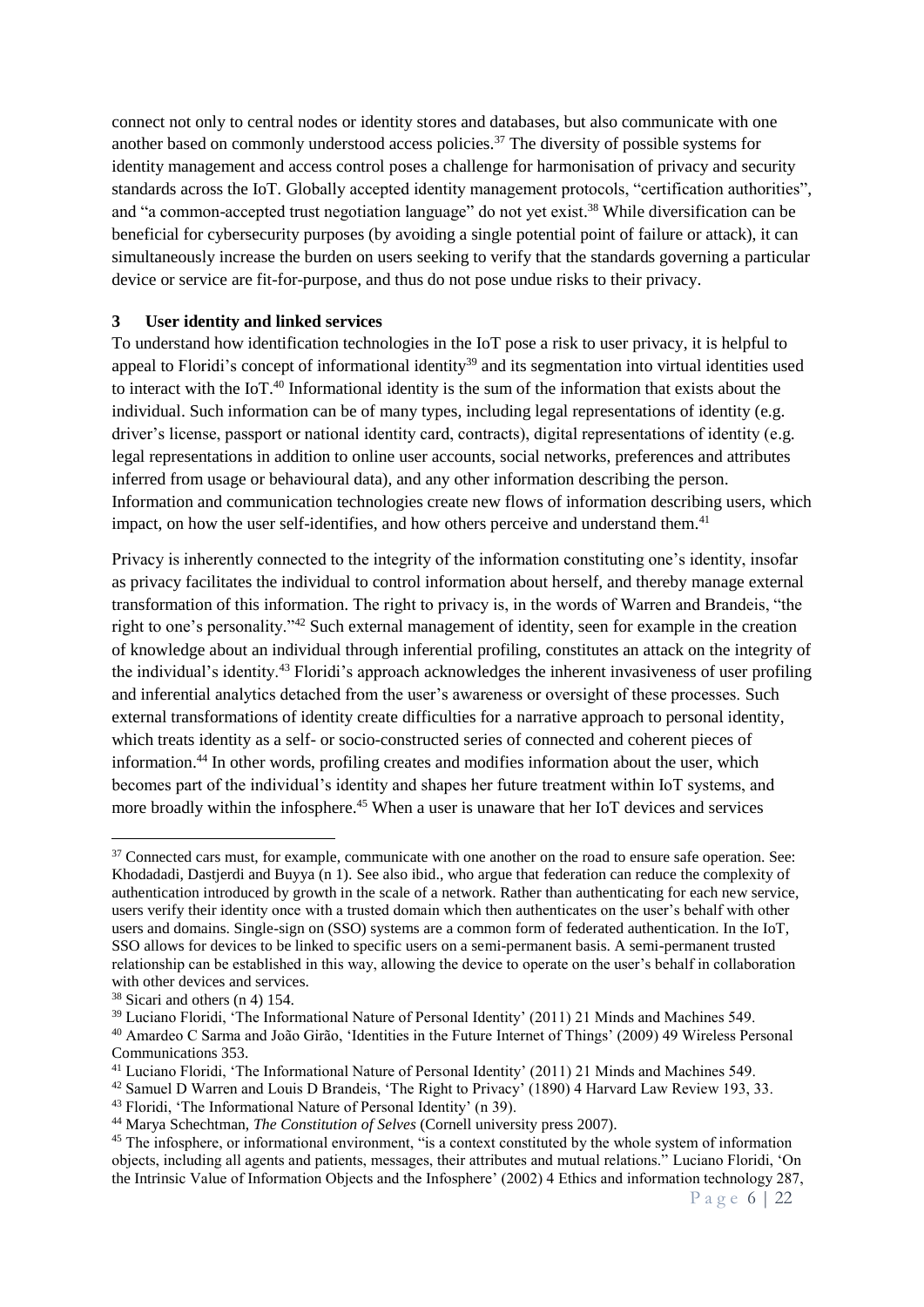connect not only to central nodes or identity stores and databases, but also communicate with one another based on commonly understood access policies.[37] The diversity of possible systems for identity management and access control poses a challenge for harmonisation of privacy and security standards across the IoT. Globally accepted identity management protocols, "certification authorities", and "a common-accepted trust negotiation language" do not yet exist.[38] While diversification can be beneficial for cybersecurity purposes (by avoiding a single potential point of failure or attack), it can simultaneously increase the burden on users seeking to verify that the standards governing a particular device or service are fit-for-purpose, and thus do not pose undue risks to their privacy.

## 3 User identity and linked services

To understand how identification technologies in the IoT pose a risk to user privacy, it is helpful to appeal to Floridi's concept of informational identity[39] and its segmentation into virtual identities used to interact with the IoT.[40] Informational identity is the sum of the information that exists about the individual. Such information can be of many types, including legal representations of identity (e.g. driver's license, passport or national identity card, contracts), digital representations of identity (e.g. legal representations in addition to online user accounts, social networks, preferences and attributes inferred from usage or behavioural data), and any other information describing the person. Information and communication technologies create new flows of information describing users, which impact, on how the user self-identifies, and how others perceive and understand them.[41]

Privacy is inherently connected to the integrity of the information constituting one's identity, insofar as privacy facilitates the individual to control information about herself, and thereby manage external transformation of this information. The right to privacy is, in the words of Warren and Brandeis, "the right to one's personality."[42] Such external management of identity, seen for example in the creation of knowledge about an individual through inferential profiling, constitutes an attack on the integrity of the individual's identity.[43] Floridi's approach acknowledges the inherent invasiveness of user profiling and inferential analytics detached from the user's awareness or oversight of these processes. Such external transformations of identity create difficulties for a narrative approach to personal identity, which treats identity as a self- or socio-constructed series of connected and coherent pieces of information.[44] In other words, profiling creates and modifies information about the user, which becomes part of the individual's identity and shapes her future treatment within IoT systems, and more broadly within the infosphere.[45] When a user is unaware that her IoT devices and services

---

[37] Connected cars must, for example, communicate with one another on the road to ensure safe operation. See: Khodadadi, Dastjerdi and Buyya (n 1). See also ibid., who argue that federation can reduce the complexity of authentication introduced by growth in the scale of a network. Rather than authenticating for each new service, users verify their identity once with a trusted domain which then authenticates on the user's behalf with other users and domains. Single-sign on (SSO) systems are a common form of federated authentication. In the IoT, SSO allows for devices to be linked to specific users on a semi-permanent basis. A semi-permanent trusted relationship can be established in this way, allowing the device to operate on the user's behalf in collaboration with other devices and services.

[38] Sicari and others (n 4) 154.

[39] Luciano Floridi, 'The Informational Nature of Personal Identity' (2011) 21 Minds and Machines 549.

[40] Amardeo C Sarma and João Girão, 'Identities in the Future Internet of Things' (2009) 49 Wireless Personal Communications 353.

[41] Luciano Floridi, 'The Informational Nature of Personal Identity' (2011) 21 Minds and Machines 549.

[42] Samuel D Warren and Louis D Brandeis, 'The Right to Privacy' (1890) 4 Harvard Law Review 193, 33.

[43] Floridi, 'The Informational Nature of Personal Identity' (n 39).

[44] Marya Schechtman, *The Constitution of Selves* (Cornell university press 2007).

[45] The infosphere, or informational environment, "is a context constituted by the whole system of information objects, including all agents and patients, messages, their attributes and mutual relations." Luciano Floridi, 'On the Intrinsic Value of Information Objects and the Infosphere' (2002) 4 Ethics and information technology 287,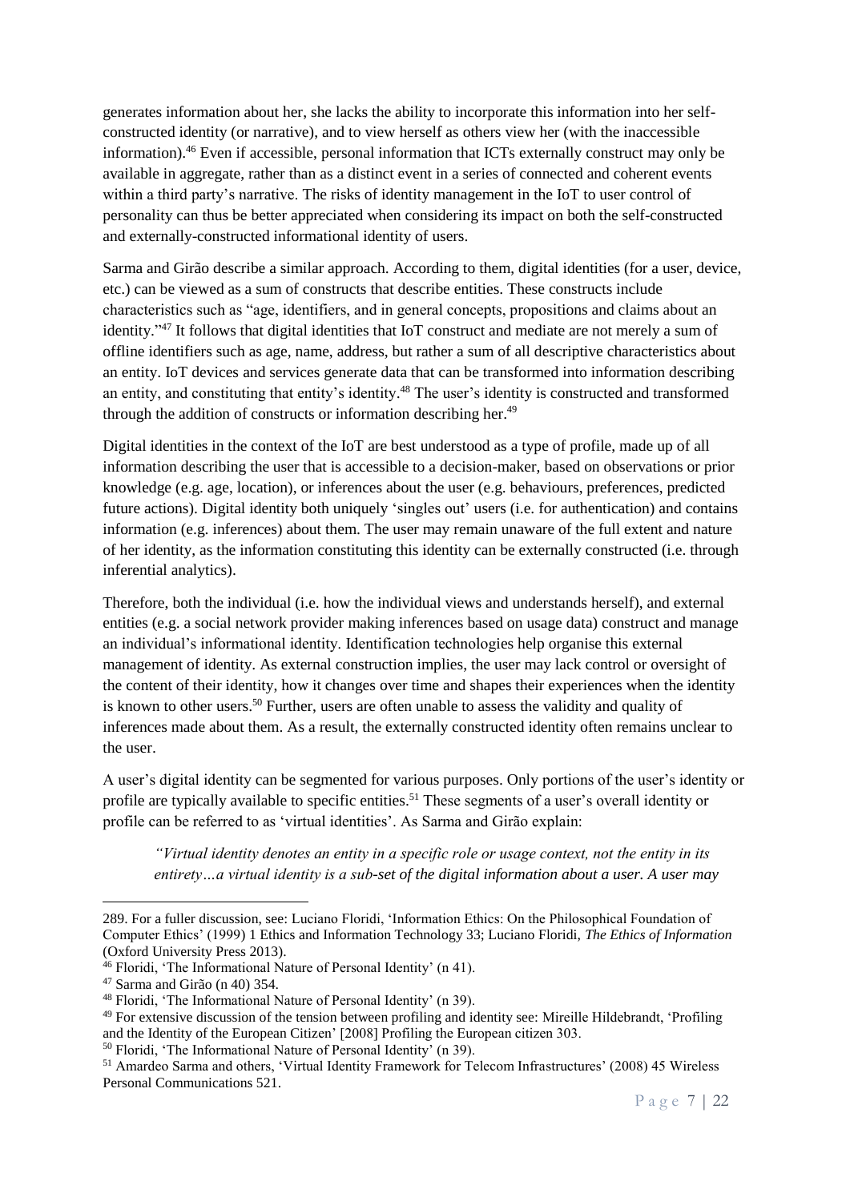generates information about her, she lacks the ability to incorporate this information into her self-constructed identity (or narrative), and to view herself as others view her (with the inaccessible information).[46] Even if accessible, personal information that ICTs externally construct may only be available in aggregate, rather than as a distinct event in a series of connected and coherent events within a third party's narrative. The risks of identity management in the IoT to user control of personality can thus be better appreciated when considering its impact on both the self-constructed and externally-constructed informational identity of users.

Sarma and Girão describe a similar approach. According to them, digital identities (for a user, device, etc.) can be viewed as a sum of constructs that describe entities. These constructs include characteristics such as "age, identifiers, and in general concepts, propositions and claims about an identity."[47] It follows that digital identities that IoT construct and mediate are not merely a sum of offline identifiers such as age, name, address, but rather a sum of all descriptive characteristics about an entity. IoT devices and services generate data that can be transformed into information describing an entity, and constituting that entity's identity.[48] The user's identity is constructed and transformed through the addition of constructs or information describing her.[49]

Digital identities in the context of the IoT are best understood as a type of profile, made up of all information describing the user that is accessible to a decision-maker, based on observations or prior knowledge (e.g. age, location), or inferences about the user (e.g. behaviours, preferences, predicted future actions). Digital identity both uniquely 'singles out' users (i.e. for authentication) and contains information (e.g. inferences) about them. The user may remain unaware of the full extent and nature of her identity, as the information constituting this identity can be externally constructed (i.e. through inferential analytics).

Therefore, both the individual (i.e. how the individual views and understands herself), and external entities (e.g. a social network provider making inferences based on usage data) construct and manage an individual's informational identity. Identification technologies help organise this external management of identity. As external construction implies, the user may lack control or oversight of the content of their identity, how it changes over time and shapes their experiences when the identity is known to other users.[50] Further, users are often unable to assess the validity and quality of inferences made about them. As a result, the externally constructed identity often remains unclear to the user.

A user's digital identity can be segmented for various purposes. Only portions of the user's identity or profile are typically available to specific entities.[51] These segments of a user's overall identity or profile can be referred to as 'virtual identities'. As Sarma and Girão explain:

> *"Virtual identity denotes an entity in a specific role or usage context, not the entity in its entirety…a virtual identity is a sub-set of the digital information about a user. A user may*

---

289. For a fuller discussion, see: Luciano Floridi, 'Information Ethics: On the Philosophical Foundation of Computer Ethics' (1999) 1 Ethics and Information Technology 33; Luciano Floridi, *The Ethics of Information* (Oxford University Press 2013).

[46] Floridi, 'The Informational Nature of Personal Identity' (n 41).

[47] Sarma and Girão (n 40) 354.

[48] Floridi, 'The Informational Nature of Personal Identity' (n 39).

[49] For extensive discussion of the tension between profiling and identity see: Mireille Hildebrandt, 'Profiling and the Identity of the European Citizen' [2008] Profiling the European citizen 303.

[50] Floridi, 'The Informational Nature of Personal Identity' (n 39).

[51] Amardeo Sarma and others, 'Virtual Identity Framework for Telecom Infrastructures' (2008) 45 Wireless Personal Communications 521.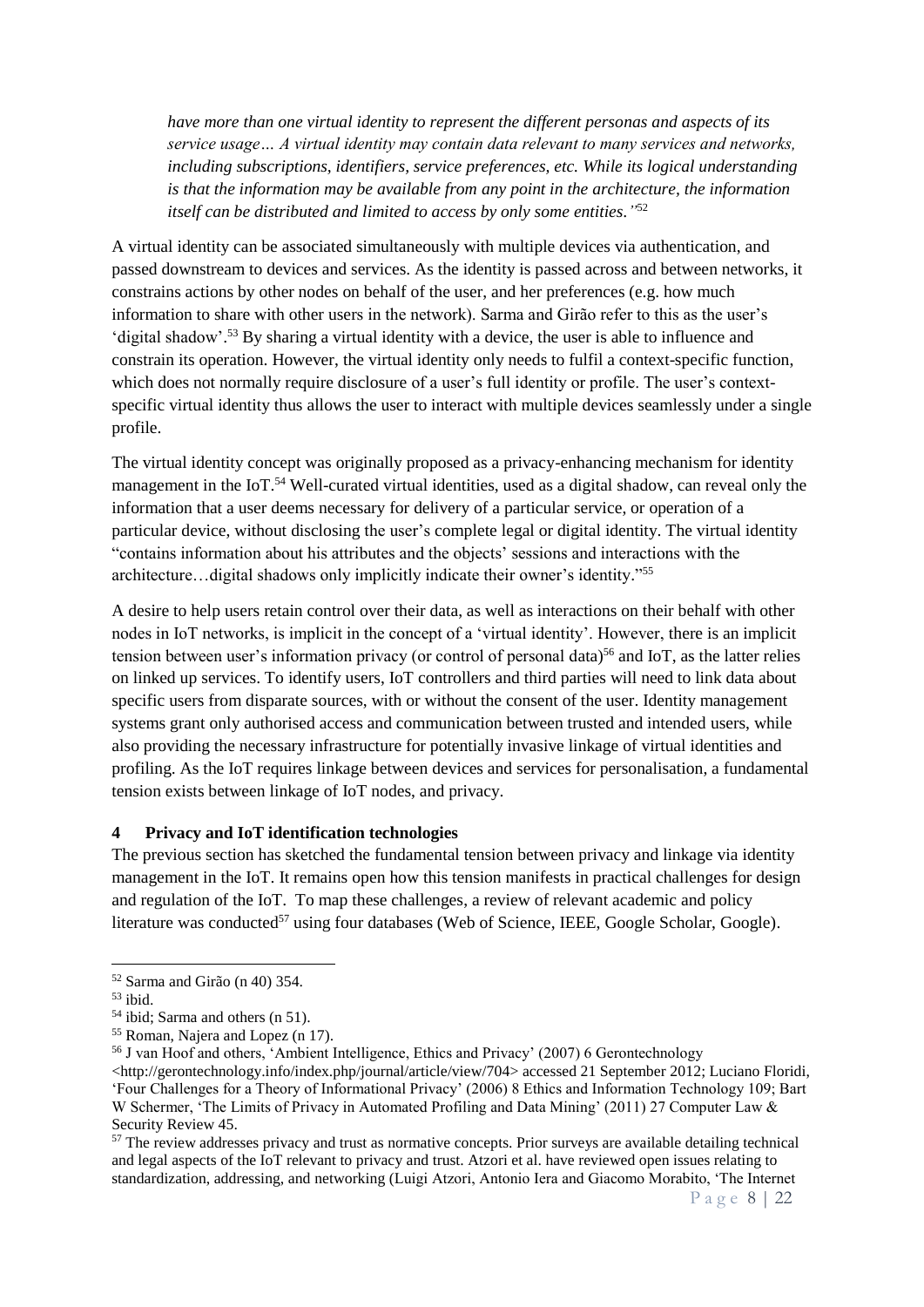*have more than one virtual identity to represent the different personas and aspects of its service usage… A virtual identity may contain data relevant to many services and networks, including subscriptions, identifiers, service preferences, etc. While its logical understanding is that the information may be available from any point in the architecture, the information itself can be distributed and limited to access by only some entities."*[52]

A virtual identity can be associated simultaneously with multiple devices via authentication, and passed downstream to devices and services. As the identity is passed across and between networks, it constrains actions by other nodes on behalf of the user, and her preferences (e.g. how much information to share with other users in the network). Sarma and Girão refer to this as the user's 'digital shadow'.[53] By sharing a virtual identity with a device, the user is able to influence and constrain its operation. However, the virtual identity only needs to fulfil a context-specific function, which does not normally require disclosure of a user's full identity or profile. The user's context-specific virtual identity thus allows the user to interact with multiple devices seamlessly under a single profile.

The virtual identity concept was originally proposed as a privacy-enhancing mechanism for identity management in the IoT.[54] Well-curated virtual identities, used as a digital shadow, can reveal only the information that a user deems necessary for delivery of a particular service, or operation of a particular device, without disclosing the user's complete legal or digital identity. The virtual identity "contains information about his attributes and the objects' sessions and interactions with the architecture…digital shadows only implicitly indicate their owner's identity."[55]

A desire to help users retain control over their data, as well as interactions on their behalf with other nodes in IoT networks, is implicit in the concept of a 'virtual identity'. However, there is an implicit tension between user's information privacy (or control of personal data)[56] and IoT, as the latter relies on linked up services. To identify users, IoT controllers and third parties will need to link data about specific users from disparate sources, with or without the consent of the user. Identity management systems grant only authorised access and communication between trusted and intended users, while also providing the necessary infrastructure for potentially invasive linkage of virtual identities and profiling. As the IoT requires linkage between devices and services for personalisation, a fundamental tension exists between linkage of IoT nodes, and privacy.

## 4 Privacy and IoT identification technologies

The previous section has sketched the fundamental tension between privacy and linkage via identity management in the IoT. It remains open how this tension manifests in practical challenges for design and regulation of the IoT. To map these challenges, a review of relevant academic and policy literature was conducted[57] using four databases (Web of Science, IEEE, Google Scholar, Google).

---

[52] Sarma and Girão (n 40) 354.

[53] ibid.

[54] ibid; Sarma and others (n 51).

[55] Roman, Najera and Lopez (n 17).

[56] J van Hoof and others, 'Ambient Intelligence, Ethics and Privacy' (2007) 6 Gerontechnology <http://gerontechnology.info/index.php/journal/article/view/704> accessed 21 September 2012; Luciano Floridi, 'Four Challenges for a Theory of Informational Privacy' (2006) 8 Ethics and Information Technology 109; Bart W Schermer, 'The Limits of Privacy in Automated Profiling and Data Mining' (2011) 27 Computer Law & Security Review 45.

[57] The review addresses privacy and trust as normative concepts. Prior surveys are available detailing technical and legal aspects of the IoT relevant to privacy and trust. Atzori et al. have reviewed open issues relating to standardization, addressing, and networking (Luigi Atzori, Antonio Iera and Giacomo Morabito, 'The Internet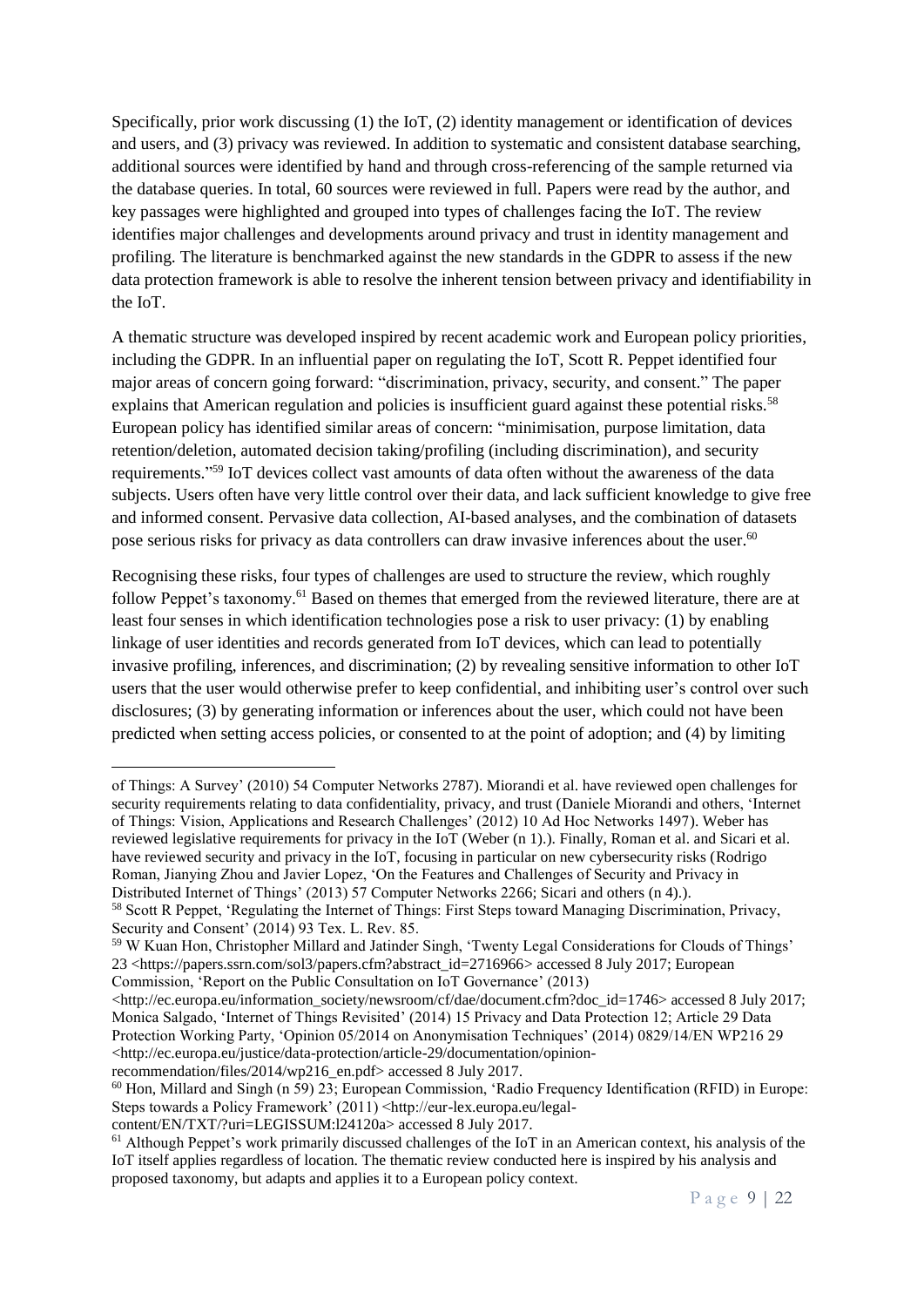Specifically, prior work discussing (1) the IoT, (2) identity management or identification of devices and users, and (3) privacy was reviewed. In addition to systematic and consistent database searching, additional sources were identified by hand and through cross-referencing of the sample returned via the database queries. In total, 60 sources were reviewed in full. Papers were read by the author, and key passages were highlighted and grouped into types of challenges facing the IoT. The review identifies major challenges and developments around privacy and trust in identity management and profiling. The literature is benchmarked against the new standards in the GDPR to assess if the new data protection framework is able to resolve the inherent tension between privacy and identifiability in the IoT.

A thematic structure was developed inspired by recent academic work and European policy priorities, including the GDPR. In an influential paper on regulating the IoT, Scott R. Peppet identified four major areas of concern going forward: "discrimination, privacy, security, and consent." The paper explains that American regulation and policies is insufficient guard against these potential risks.[58] European policy has identified similar areas of concern: "minimisation, purpose limitation, data retention/deletion, automated decision taking/profiling (including discrimination), and security requirements."[59] IoT devices collect vast amounts of data often without the awareness of the data subjects. Users often have very little control over their data, and lack sufficient knowledge to give free and informed consent. Pervasive data collection, AI-based analyses, and the combination of datasets pose serious risks for privacy as data controllers can draw invasive inferences about the user.[60]

Recognising these risks, four types of challenges are used to structure the review, which roughly follow Peppet's taxonomy.[61] Based on themes that emerged from the reviewed literature, there are at least four senses in which identification technologies pose a risk to user privacy: (1) by enabling linkage of user identities and records generated from IoT devices, which can lead to potentially invasive profiling, inferences, and discrimination; (2) by revealing sensitive information to other IoT users that the user would otherwise prefer to keep confidential, and inhibiting user's control over such disclosures; (3) by generating information or inferences about the user, which could not have been predicted when setting access policies, or consented to at the point of adoption; and (4) by limiting

---

of Things: A Survey' (2010) 54 Computer Networks 2787). Miorandi et al. have reviewed open challenges for security requirements relating to data confidentiality, privacy, and trust (Daniele Miorandi and others, 'Internet of Things: Vision, Applications and Research Challenges' (2012) 10 Ad Hoc Networks 1497). Weber has reviewed legislative requirements for privacy in the IoT (Weber (n 1).). Finally, Roman et al. and Sicari et al. have reviewed security and privacy in the IoT, focusing in particular on new cybersecurity risks (Rodrigo Roman, Jianying Zhou and Javier Lopez, 'On the Features and Challenges of Security and Privacy in Distributed Internet of Things' (2013) 57 Computer Networks 2266; Sicari and others (n 4).).

[58] Scott R Peppet, 'Regulating the Internet of Things: First Steps toward Managing Discrimination, Privacy, Security and Consent' (2014) 93 Tex. L. Rev. 85.

[59] W Kuan Hon, Christopher Millard and Jatinder Singh, 'Twenty Legal Considerations for Clouds of Things' 23 <https://papers.ssrn.com/sol3/papers.cfm?abstract_id=2716966> accessed 8 July 2017; European Commission, 'Report on the Public Consultation on IoT Governance' (2013) <http://ec.europa.eu/information_society/newsroom/cf/dae/document.cfm?doc_id=1746> accessed 8 July 2017; Monica Salgado, 'Internet of Things Revisited' (2014) 15 Privacy and Data Protection 12; Article 29 Data Protection Working Party, 'Opinion 05/2014 on Anonymisation Techniques' (2014) 0829/14/EN WP216 29 <http://ec.europa.eu/justice/data-protection/article-29/documentation/opinion-recommendation/files/2014/wp216_en.pdf> accessed 8 July 2017.

[60] Hon, Millard and Singh (n 59) 23; European Commission, 'Radio Frequency Identification (RFID) in Europe: Steps towards a Policy Framework' (2011) <http://eur-lex.europa.eu/legal-content/EN/TXT/?uri=LEGISSUM:l24120a> accessed 8 July 2017.

[61] Although Peppet's work primarily discussed challenges of the IoT in an American context, his analysis of the IoT itself applies regardless of location. The thematic review conducted here is inspired by his analysis and proposed taxonomy, but adapts and applies it to a European policy context.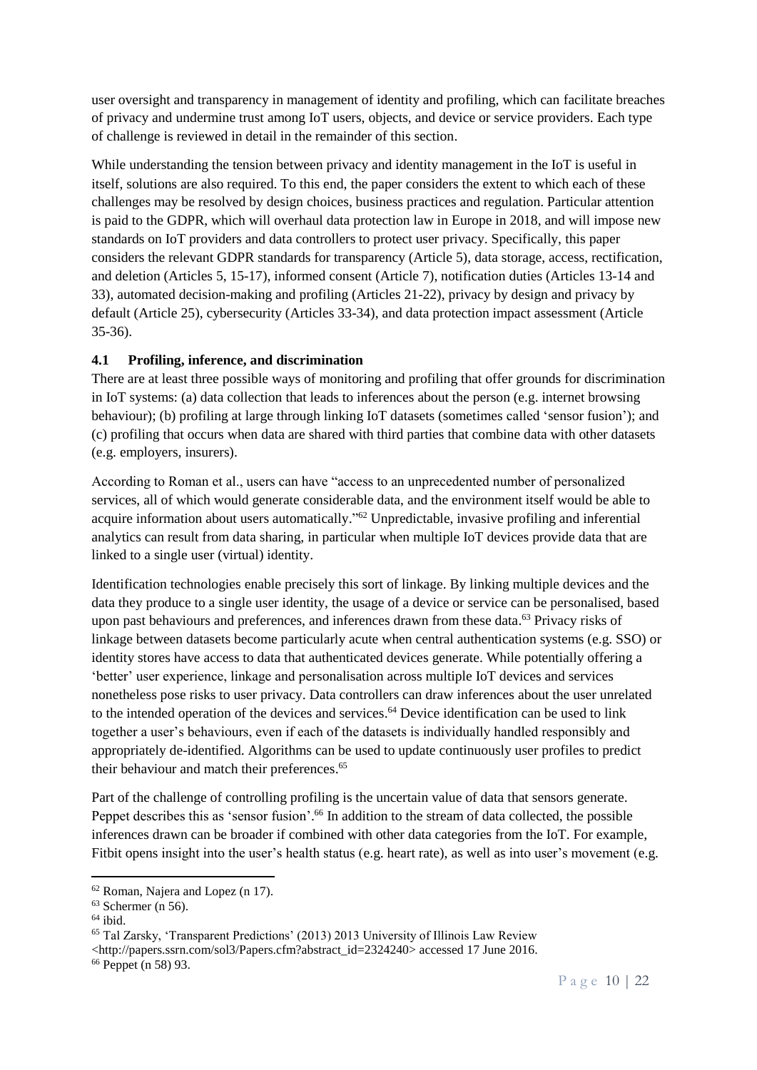user oversight and transparency in management of identity and profiling, which can facilitate breaches of privacy and undermine trust among IoT users, objects, and device or service providers. Each type of challenge is reviewed in detail in the remainder of this section.

While understanding the tension between privacy and identity management in the IoT is useful in itself, solutions are also required. To this end, the paper considers the extent to which each of these challenges may be resolved by design choices, business practices and regulation. Particular attention is paid to the GDPR, which will overhaul data protection law in Europe in 2018, and will impose new standards on IoT providers and data controllers to protect user privacy. Specifically, this paper considers the relevant GDPR standards for transparency (Article 5), data storage, access, rectification, and deletion (Articles 5, 15-17), informed consent (Article 7), notification duties (Articles 13-14 and 33), automated decision-making and profiling (Articles 21-22), privacy by design and privacy by default (Article 25), cybersecurity (Articles 33-34), and data protection impact assessment (Article 35-36).

### 4.1 Profiling, inference, and discrimination

There are at least three possible ways of monitoring and profiling that offer grounds for discrimination in IoT systems: (a) data collection that leads to inferences about the person (e.g. internet browsing behaviour); (b) profiling at large through linking IoT datasets (sometimes called 'sensor fusion'); and (c) profiling that occurs when data are shared with third parties that combine data with other datasets (e.g. employers, insurers).

According to Roman et al., users can have "access to an unprecedented number of personalized services, all of which would generate considerable data, and the environment itself would be able to acquire information about users automatically."[62] Unpredictable, invasive profiling and inferential analytics can result from data sharing, in particular when multiple IoT devices provide data that are linked to a single user (virtual) identity.

Identification technologies enable precisely this sort of linkage. By linking multiple devices and the data they produce to a single user identity, the usage of a device or service can be personalised, based upon past behaviours and preferences, and inferences drawn from these data.[63] Privacy risks of linkage between datasets become particularly acute when central authentication systems (e.g. SSO) or identity stores have access to data that authenticated devices generate. While potentially offering a 'better' user experience, linkage and personalisation across multiple IoT devices and services nonetheless pose risks to user privacy. Data controllers can draw inferences about the user unrelated to the intended operation of the devices and services.[64] Device identification can be used to link together a user's behaviours, even if each of the datasets is individually handled responsibly and appropriately de-identified. Algorithms can be used to update continuously user profiles to predict their behaviour and match their preferences.[65]

Part of the challenge of controlling profiling is the uncertain value of data that sensors generate. Peppet describes this as 'sensor fusion'.[66] In addition to the stream of data collected, the possible inferences drawn can be broader if combined with other data categories from the IoT. For example, Fitbit opens insight into the user's health status (e.g. heart rate), as well as into user's movement (e.g.

---

[62] Roman, Najera and Lopez (n 17).

[63] Schermer (n 56).

[64] ibid.

[65] Tal Zarsky, 'Transparent Predictions' (2013) 2013 University of Illinois Law Review <http://papers.ssrn.com/sol3/Papers.cfm?abstract_id=2324240> accessed 17 June 2016.

[66] Peppet (n 58) 93.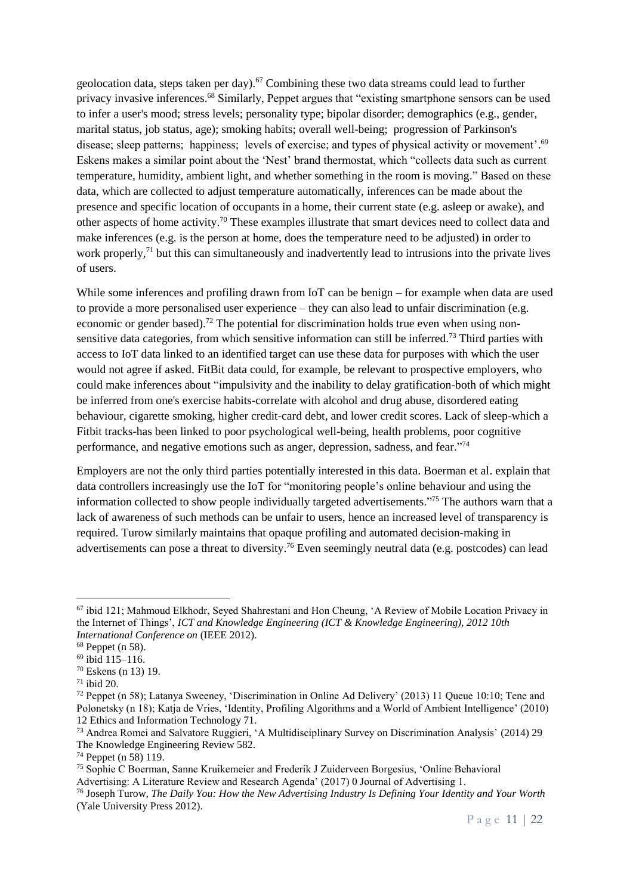geolocation data, steps taken per day).[67] Combining these two data streams could lead to further privacy invasive inferences.[68] Similarly, Peppet argues that "existing smartphone sensors can be used to infer a user's mood; stress levels; personality type; bipolar disorder; demographics (e.g., gender, marital status, job status, age); smoking habits; overall well-being; progression of Parkinson's disease; sleep patterns; happiness; levels of exercise; and types of physical activity or movement'.[69] Eskens makes a similar point about the 'Nest' brand thermostat, which "collects data such as current temperature, humidity, ambient light, and whether something in the room is moving." Based on these data, which are collected to adjust temperature automatically, inferences can be made about the presence and specific location of occupants in a home, their current state (e.g. asleep or awake), and other aspects of home activity.[70] These examples illustrate that smart devices need to collect data and make inferences (e.g. is the person at home, does the temperature need to be adjusted) in order to work properly,[71] but this can simultaneously and inadvertently lead to intrusions into the private lives of users.

While some inferences and profiling drawn from IoT can be benign – for example when data are used to provide a more personalised user experience – they can also lead to unfair discrimination (e.g. economic or gender based).[72] The potential for discrimination holds true even when using non-sensitive data categories, from which sensitive information can still be inferred.[73] Third parties with access to IoT data linked to an identified target can use these data for purposes with which the user would not agree if asked. FitBit data could, for example, be relevant to prospective employers, who could make inferences about "impulsivity and the inability to delay gratification-both of which might be inferred from one's exercise habits-correlate with alcohol and drug abuse, disordered eating behaviour, cigarette smoking, higher credit-card debt, and lower credit scores. Lack of sleep-which a Fitbit tracks-has been linked to poor psychological well-being, health problems, poor cognitive performance, and negative emotions such as anger, depression, sadness, and fear."[74]

Employers are not the only third parties potentially interested in this data. Boerman et al. explain that data controllers increasingly use the IoT for "monitoring people's online behaviour and using the information collected to show people individually targeted advertisements."[75] The authors warn that a lack of awareness of such methods can be unfair to users, hence an increased level of transparency is required. Turow similarly maintains that opaque profiling and automated decision-making in advertisements can pose a threat to diversity.[76] Even seemingly neutral data (e.g. postcodes) can lead

---

[67] ibid 121; Mahmoud Elkhodr, Seyed Shahrestani and Hon Cheung, 'A Review of Mobile Location Privacy in the Internet of Things', *ICT and Knowledge Engineering (ICT & Knowledge Engineering), 2012 10th International Conference on* (IEEE 2012).

[68] Peppet (n 58).

[69] ibid 115–116.

[70] Eskens (n 13) 19.

[71] ibid 20.

[72] Peppet (n 58); Latanya Sweeney, 'Discrimination in Online Ad Delivery' (2013) 11 Queue 10:10; Tene and Polonetsky (n 18); Katja de Vries, 'Identity, Profiling Algorithms and a World of Ambient Intelligence' (2010) 12 Ethics and Information Technology 71.

[73] Andrea Romei and Salvatore Ruggieri, 'A Multidisciplinary Survey on Discrimination Analysis' (2014) 29 The Knowledge Engineering Review 582.

[74] Peppet (n 58) 119.

[75] Sophie C Boerman, Sanne Kruikemeier and Frederik J Zuiderveen Borgesius, 'Online Behavioral Advertising: A Literature Review and Research Agenda' (2017) 0 Journal of Advertising 1.

[76] Joseph Turow, *The Daily You: How the New Advertising Industry Is Defining Your Identity and Your Worth* (Yale University Press 2012).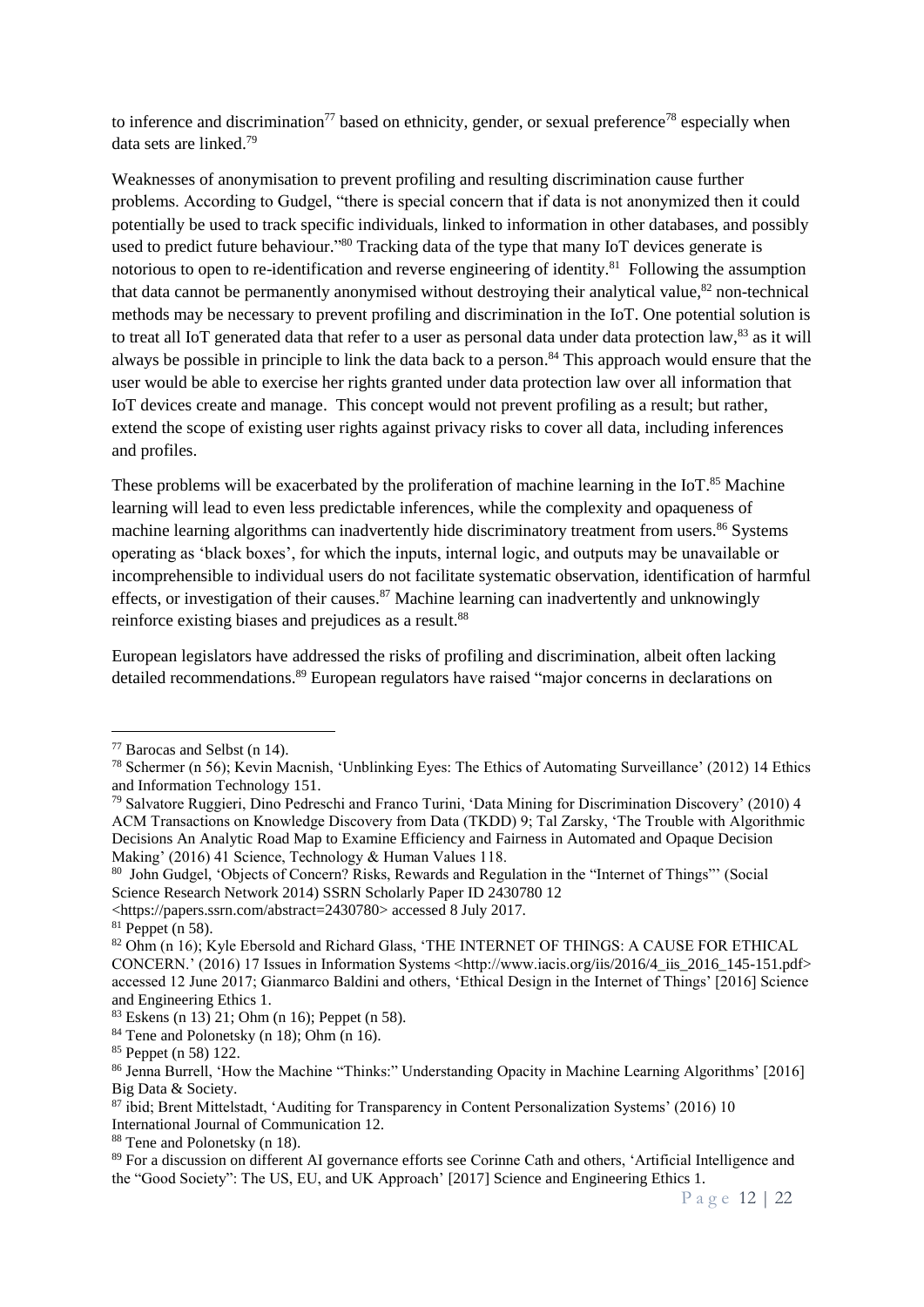to inference and discrimination[77] based on ethnicity, gender, or sexual preference[78] especially when data sets are linked.[79]

Weaknesses of anonymisation to prevent profiling and resulting discrimination cause further problems. According to Gudgel, "there is special concern that if data is not anonymized then it could potentially be used to track specific individuals, linked to information in other databases, and possibly used to predict future behaviour."[80] Tracking data of the type that many IoT devices generate is notorious to open to re-identification and reverse engineering of identity.[81] Following the assumption that data cannot be permanently anonymised without destroying their analytical value,[82] non-technical methods may be necessary to prevent profiling and discrimination in the IoT. One potential solution is to treat all IoT generated data that refer to a user as personal data under data protection law,[83] as it will always be possible in principle to link the data back to a person.[84] This approach would ensure that the user would be able to exercise her rights granted under data protection law over all information that IoT devices create and manage. This concept would not prevent profiling as a result; but rather, extend the scope of existing user rights against privacy risks to cover all data, including inferences and profiles.

These problems will be exacerbated by the proliferation of machine learning in the IoT.[85] Machine learning will lead to even less predictable inferences, while the complexity and opaqueness of machine learning algorithms can inadvertently hide discriminatory treatment from users.[86] Systems operating as 'black boxes', for which the inputs, internal logic, and outputs may be unavailable or incomprehensible to individual users do not facilitate systematic observation, identification of harmful effects, or investigation of their causes.[87] Machine learning can inadvertently and unknowingly reinforce existing biases and prejudices as a result.[88]

European legislators have addressed the risks of profiling and discrimination, albeit often lacking detailed recommendations.[89] European regulators have raised "major concerns in declarations on

---

[77] Barocas and Selbst (n 14).

[78] Schermer (n 56); Kevin Macnish, 'Unblinking Eyes: The Ethics of Automating Surveillance' (2012) 14 Ethics and Information Technology 151.

[79] Salvatore Ruggieri, Dino Pedreschi and Franco Turini, 'Data Mining for Discrimination Discovery' (2010) 4 ACM Transactions on Knowledge Discovery from Data (TKDD) 9; Tal Zarsky, 'The Trouble with Algorithmic Decisions An Analytic Road Map to Examine Efficiency and Fairness in Automated and Opaque Decision Making' (2016) 41 Science, Technology & Human Values 118.

[80] John Gudgel, 'Objects of Concern? Risks, Rewards and Regulation in the "Internet of Things"' (Social Science Research Network 2014) SSRN Scholarly Paper ID 2430780 12 <https://papers.ssrn.com/abstract=2430780> accessed 8 July 2017.

[81] Peppet (n 58).

[82] Ohm (n 16); Kyle Ebersold and Richard Glass, 'THE INTERNET OF THINGS: A CAUSE FOR ETHICAL CONCERN.' (2016) 17 Issues in Information Systems <http://www.iacis.org/iis/2016/4_iis_2016_145-151.pdf> accessed 12 June 2017; Gianmarco Baldini and others, 'Ethical Design in the Internet of Things' [2016] Science and Engineering Ethics 1.

[83] Eskens (n 13) 21; Ohm (n 16); Peppet (n 58).

[84] Tene and Polonetsky (n 18); Ohm (n 16).

[85] Peppet (n 58) 122.

[86] Jenna Burrell, 'How the Machine "Thinks:" Understanding Opacity in Machine Learning Algorithms' [2016] Big Data & Society.

[87] ibid; Brent Mittelstadt, 'Auditing for Transparency in Content Personalization Systems' (2016) 10 International Journal of Communication 12.

[88] Tene and Polonetsky (n 18).

[89] For a discussion on different AI governance efforts see Corinne Cath and others, 'Artificial Intelligence and the "Good Society": The US, EU, and UK Approach' [2017] Science and Engineering Ethics 1.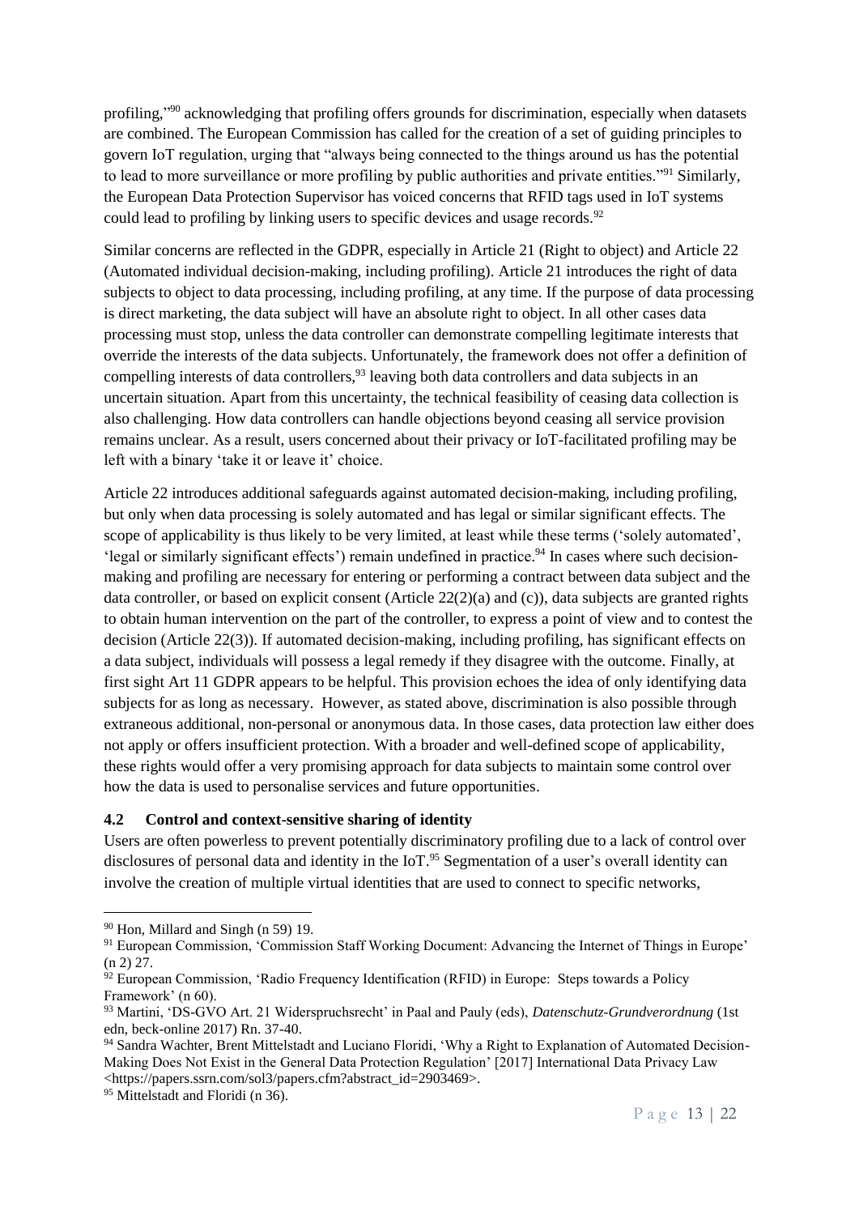profiling,"[90] acknowledging that profiling offers grounds for discrimination, especially when datasets are combined. The European Commission has called for the creation of a set of guiding principles to govern IoT regulation, urging that "always being connected to the things around us has the potential to lead to more surveillance or more profiling by public authorities and private entities."[91] Similarly, the European Data Protection Supervisor has voiced concerns that RFID tags used in IoT systems could lead to profiling by linking users to specific devices and usage records.[92]

Similar concerns are reflected in the GDPR, especially in Article 21 (Right to object) and Article 22 (Automated individual decision-making, including profiling). Article 21 introduces the right of data subjects to object to data processing, including profiling, at any time. If the purpose of data processing is direct marketing, the data subject will have an absolute right to object. In all other cases data processing must stop, unless the data controller can demonstrate compelling legitimate interests that override the interests of the data subjects. Unfortunately, the framework does not offer a definition of compelling interests of data controllers,[93] leaving both data controllers and data subjects in an uncertain situation. Apart from this uncertainty, the technical feasibility of ceasing data collection is also challenging. How data controllers can handle objections beyond ceasing all service provision remains unclear. As a result, users concerned about their privacy or IoT-facilitated profiling may be left with a binary 'take it or leave it' choice.

Article 22 introduces additional safeguards against automated decision-making, including profiling, but only when data processing is solely automated and has legal or similar significant effects. The scope of applicability is thus likely to be very limited, at least while these terms ('solely automated', 'legal or similarly significant effects') remain undefined in practice.[94] In cases where such decision-making and profiling are necessary for entering or performing a contract between data subject and the data controller, or based on explicit consent (Article 22(2)(a) and (c)), data subjects are granted rights to obtain human intervention on the part of the controller, to express a point of view and to contest the decision (Article 22(3)). If automated decision-making, including profiling, has significant effects on a data subject, individuals will possess a legal remedy if they disagree with the outcome. Finally, at first sight Art 11 GDPR appears to be helpful. This provision echoes the idea of only identifying data subjects for as long as necessary. However, as stated above, discrimination is also possible through extraneous additional, non-personal or anonymous data. In those cases, data protection law either does not apply or offers insufficient protection. With a broader and well-defined scope of applicability, these rights would offer a very promising approach for data subjects to maintain some control over how the data is used to personalise services and future opportunities.

### 4.2 Control and context-sensitive sharing of identity

Users are often powerless to prevent potentially discriminatory profiling due to a lack of control over disclosures of personal data and identity in the IoT.[95] Segmentation of a user's overall identity can involve the creation of multiple virtual identities that are used to connect to specific networks,

---

[90] Hon, Millard and Singh (n 59) 19.

[91] European Commission, 'Commission Staff Working Document: Advancing the Internet of Things in Europe' (n 2) 27.

[92] European Commission, 'Radio Frequency Identification (RFID) in Europe: Steps towards a Policy Framework' (n 60).

[93] Martini, 'DS-GVO Art. 21 Widerspruchsrecht' in Paal and Pauly (eds), *Datenschutz-Grundverordnung* (1st edn, beck-online 2017) Rn. 37-40.

[94] Sandra Wachter, Brent Mittelstadt and Luciano Floridi, 'Why a Right to Explanation of Automated Decision-Making Does Not Exist in the General Data Protection Regulation' [2017] International Data Privacy Law <https://papers.ssrn.com/sol3/papers.cfm?abstract_id=2903469>.

[95] Mittelstadt and Floridi (n 36).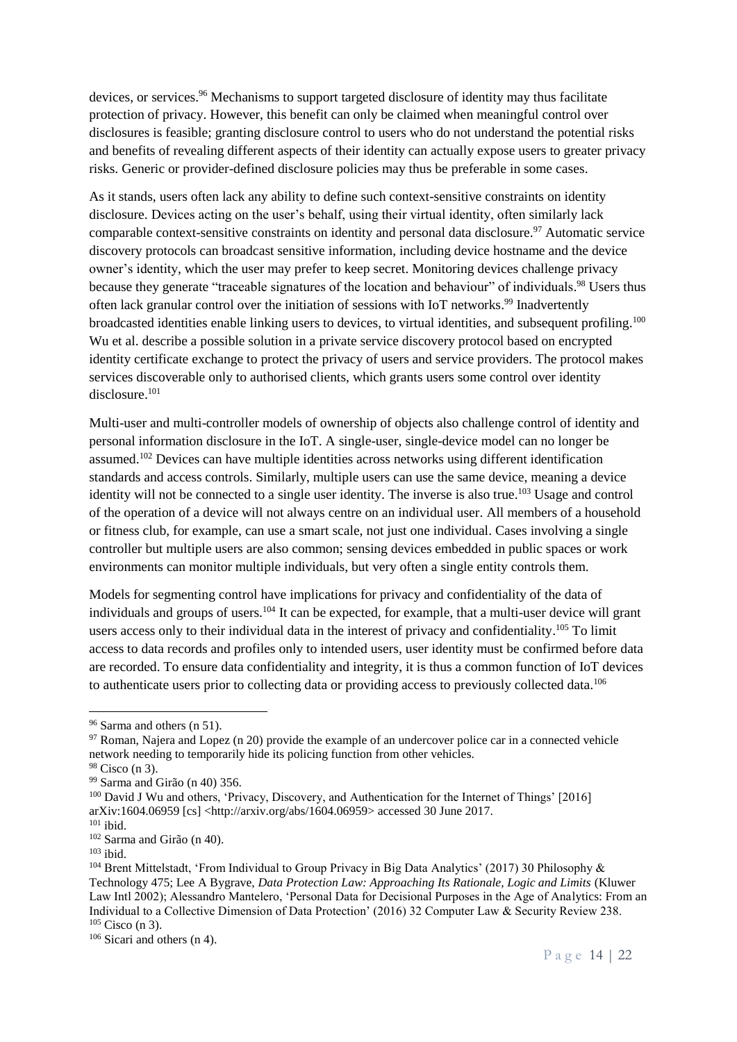devices, or services.[96] Mechanisms to support targeted disclosure of identity may thus facilitate protection of privacy. However, this benefit can only be claimed when meaningful control over disclosures is feasible; granting disclosure control to users who do not understand the potential risks and benefits of revealing different aspects of their identity can actually expose users to greater privacy risks. Generic or provider-defined disclosure policies may thus be preferable in some cases.

As it stands, users often lack any ability to define such context-sensitive constraints on identity disclosure. Devices acting on the user's behalf, using their virtual identity, often similarly lack comparable context-sensitive constraints on identity and personal data disclosure.[97] Automatic service discovery protocols can broadcast sensitive information, including device hostname and the device owner's identity, which the user may prefer to keep secret. Monitoring devices challenge privacy because they generate "traceable signatures of the location and behaviour" of individuals.[98] Users thus often lack granular control over the initiation of sessions with IoT networks.[99] Inadvertently broadcasted identities enable linking users to devices, to virtual identities, and subsequent profiling.[100] Wu et al. describe a possible solution in a private service discovery protocol based on encrypted identity certificate exchange to protect the privacy of users and service providers. The protocol makes services discoverable only to authorised clients, which grants users some control over identity disclosure.[101]

Multi-user and multi-controller models of ownership of objects also challenge control of identity and personal information disclosure in the IoT. A single-user, single-device model can no longer be assumed.[102] Devices can have multiple identities across networks using different identification standards and access controls. Similarly, multiple users can use the same device, meaning a device identity will not be connected to a single user identity. The inverse is also true.[103] Usage and control of the operation of a device will not always centre on an individual user. All members of a household or fitness club, for example, can use a smart scale, not just one individual. Cases involving a single controller but multiple users are also common; sensing devices embedded in public spaces or work environments can monitor multiple individuals, but very often a single entity controls them.

Models for segmenting control have implications for privacy and confidentiality of the data of individuals and groups of users.[104] It can be expected, for example, that a multi-user device will grant users access only to their individual data in the interest of privacy and confidentiality.[105] To limit access to data records and profiles only to intended users, user identity must be confirmed before data are recorded. To ensure data confidentiality and integrity, it is thus a common function of IoT devices to authenticate users prior to collecting data or providing access to previously collected data.[106]

---

[96] Sarma and others (n 51).

[97] Roman, Najera and Lopez (n 20) provide the example of an undercover police car in a connected vehicle network needing to temporarily hide its policing function from other vehicles.

[98] Cisco (n 3).

[99] Sarma and Girão (n 40) 356.

[100] David J Wu and others, 'Privacy, Discovery, and Authentication for the Internet of Things' [2016] arXiv:1604.06959 [cs] <http://arxiv.org/abs/1604.06959> accessed 30 June 2017.

[101] ibid.

[102] Sarma and Girão (n 40).

[103] ibid.

[104] Brent Mittelstadt, 'From Individual to Group Privacy in Big Data Analytics' (2017) 30 Philosophy & Technology 475; Lee A Bygrave, *Data Protection Law: Approaching Its Rationale, Logic and Limits* (Kluwer Law Intl 2002); Alessandro Mantelero, 'Personal Data for Decisional Purposes in the Age of Analytics: From an Individual to a Collective Dimension of Data Protection' (2016) 32 Computer Law & Security Review 238.

[105] Cisco (n 3).

[106] Sicari and others (n 4).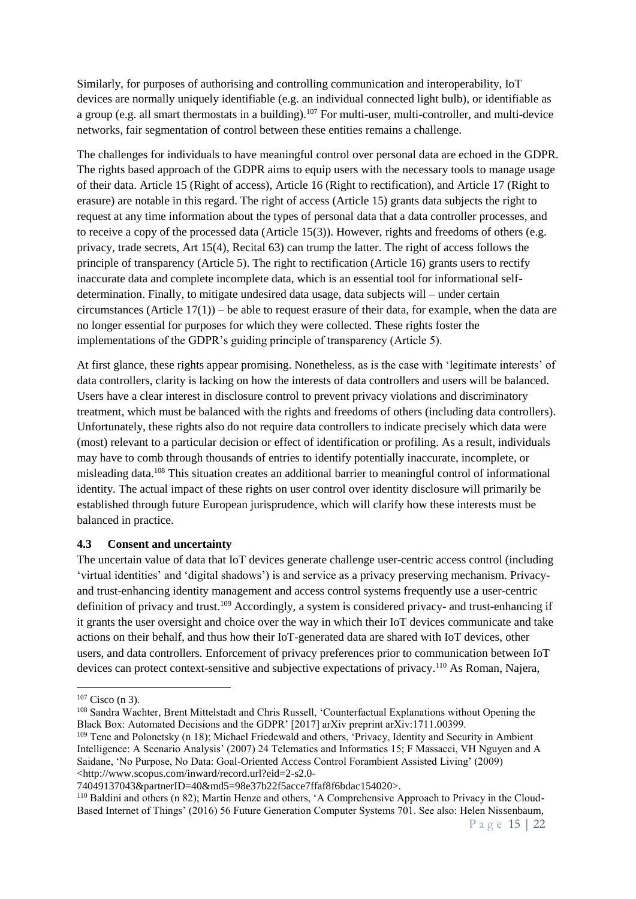Similarly, for purposes of authorising and controlling communication and interoperability, IoT devices are normally uniquely identifiable (e.g. an individual connected light bulb), or identifiable as a group (e.g. all smart thermostats in a building).[107] For multi-user, multi-controller, and multi-device networks, fair segmentation of control between these entities remains a challenge.

The challenges for individuals to have meaningful control over personal data are echoed in the GDPR. The rights based approach of the GDPR aims to equip users with the necessary tools to manage usage of their data. Article 15 (Right of access), Article 16 (Right to rectification), and Article 17 (Right to erasure) are notable in this regard. The right of access (Article 15) grants data subjects the right to request at any time information about the types of personal data that a data controller processes, and to receive a copy of the processed data (Article 15(3)). However, rights and freedoms of others (e.g. privacy, trade secrets, Art 15(4), Recital 63) can trump the latter. The right of access follows the principle of transparency (Article 5). The right to rectification (Article 16) grants users to rectify inaccurate data and complete incomplete data, which is an essential tool for informational self-determination. Finally, to mitigate undesired data usage, data subjects will – under certain circumstances (Article 17(1)) – be able to request erasure of their data, for example, when the data are no longer essential for purposes for which they were collected. These rights foster the implementations of the GDPR's guiding principle of transparency (Article 5).

At first glance, these rights appear promising. Nonetheless, as is the case with 'legitimate interests' of data controllers, clarity is lacking on how the interests of data controllers and users will be balanced. Users have a clear interest in disclosure control to prevent privacy violations and discriminatory treatment, which must be balanced with the rights and freedoms of others (including data controllers). Unfortunately, these rights also do not require data controllers to indicate precisely which data were (most) relevant to a particular decision or effect of identification or profiling. As a result, individuals may have to comb through thousands of entries to identify potentially inaccurate, incomplete, or misleading data.[108] This situation creates an additional barrier to meaningful control of informational identity. The actual impact of these rights on user control over identity disclosure will primarily be established through future European jurisprudence, which will clarify how these interests must be balanced in practice.

### 4.3 Consent and uncertainty

The uncertain value of data that IoT devices generate challenge user-centric access control (including 'virtual identities' and 'digital shadows') is and service as a privacy preserving mechanism. Privacy- and trust-enhancing identity management and access control systems frequently use a user-centric definition of privacy and trust.[109] Accordingly, a system is considered privacy- and trust-enhancing if it grants the user oversight and choice over the way in which their IoT devices communicate and take actions on their behalf, and thus how their IoT-generated data are shared with IoT devices, other users, and data controllers. Enforcement of privacy preferences prior to communication between IoT devices can protect context-sensitive and subjective expectations of privacy.[110] As Roman, Najera,

---

[107] Cisco (n 3).

[108] Sandra Wachter, Brent Mittelstadt and Chris Russell, 'Counterfactual Explanations without Opening the Black Box: Automated Decisions and the GDPR' [2017] arXiv preprint arXiv:1711.00399.

[109] Tene and Polonetsky (n 18); Michael Friedewald and others, 'Privacy, Identity and Security in Ambient Intelligence: A Scenario Analysis' (2007) 24 Telematics and Informatics 15; F Massacci, VH Nguyen and A Saidane, 'No Purpose, No Data: Goal-Oriented Access Control Forambient Assisted Living' (2009) <http://www.scopus.com/inward/record.url?eid=2-s2.0-74049137043&partnerID=40&md5=98e37b22f5acce7ffaf8f6bdac154020>.

[110] Baldini and others (n 82); Martin Henze and others, 'A Comprehensive Approach to Privacy in the Cloud-Based Internet of Things' (2016) 56 Future Generation Computer Systems 701. See also: Helen Nissenbaum,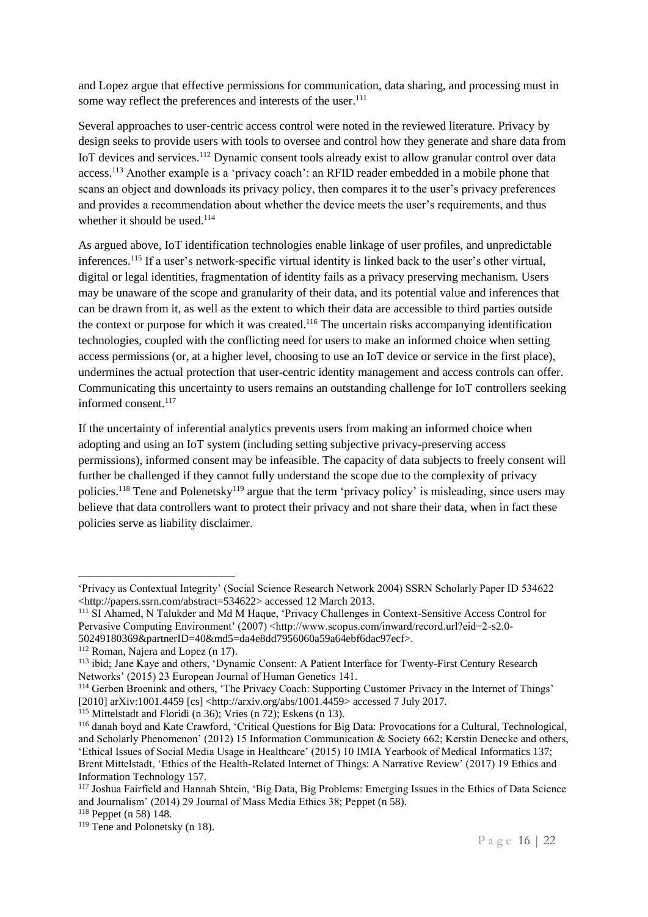and Lopez argue that effective permissions for communication, data sharing, and processing must in some way reflect the preferences and interests of the user.[111]

Several approaches to user-centric access control were noted in the reviewed literature. Privacy by design seeks to provide users with tools to oversee and control how they generate and share data from IoT devices and services.[112] Dynamic consent tools already exist to allow granular control over data access.[113] Another example is a 'privacy coach': an RFID reader embedded in a mobile phone that scans an object and downloads its privacy policy, then compares it to the user's privacy preferences and provides a recommendation about whether the device meets the user's requirements, and thus whether it should be used.[114]

As argued above, IoT identification technologies enable linkage of user profiles, and unpredictable inferences.[115] If a user's network-specific virtual identity is linked back to the user's other virtual, digital or legal identities, fragmentation of identity fails as a privacy preserving mechanism. Users may be unaware of the scope and granularity of their data, and its potential value and inferences that can be drawn from it, as well as the extent to which their data are accessible to third parties outside the context or purpose for which it was created.[116] The uncertain risks accompanying identification technologies, coupled with the conflicting need for users to make an informed choice when setting access permissions (or, at a higher level, choosing to use an IoT device or service in the first place), undermines the actual protection that user-centric identity management and access controls can offer. Communicating this uncertainty to users remains an outstanding challenge for IoT controllers seeking informed consent.[117]

If the uncertainty of inferential analytics prevents users from making an informed choice when adopting and using an IoT system (including setting subjective privacy-preserving access permissions), informed consent may be infeasible. The capacity of data subjects to freely consent will further be challenged if they cannot fully understand the scope due to the complexity of privacy policies.[118] Tene and Polenetsky[119] argue that the term 'privacy policy' is misleading, since users may believe that data controllers want to protect their privacy and not share their data, when in fact these policies serve as liability disclaimer.

---

'Privacy as Contextual Integrity' (Social Science Research Network 2004) SSRN Scholarly Paper ID 534622 <http://papers.ssrn.com/abstract=534622> accessed 12 March 2013.

[111] SI Ahamed, N Talukder and Md M Haque, 'Privacy Challenges in Context-Sensitive Access Control for Pervasive Computing Environment' (2007) <http://www.scopus.com/inward/record.url?eid=2-s2.0-50249180369&partnerID=40&md5=da4e8dd7956060a59a64ebf6dac97ecf>.

[112] Roman, Najera and Lopez (n 17).

[113] ibid; Jane Kaye and others, 'Dynamic Consent: A Patient Interface for Twenty-First Century Research Networks' (2015) 23 European Journal of Human Genetics 141.

[114] Gerben Broenink and others, 'The Privacy Coach: Supporting Customer Privacy in the Internet of Things' [2010] arXiv:1001.4459 [cs] <http://arxiv.org/abs/1001.4459> accessed 7 July 2017.

[115] Mittelstadt and Floridi (n 36); Vries (n 72); Eskens (n 13).

[116] danah boyd and Kate Crawford, 'Critical Questions for Big Data: Provocations for a Cultural, Technological, and Scholarly Phenomenon' (2012) 15 Information Communication & Society 662; Kerstin Denecke and others, 'Ethical Issues of Social Media Usage in Healthcare' (2015) 10 IMIA Yearbook of Medical Informatics 137; Brent Mittelstadt, 'Ethics of the Health-Related Internet of Things: A Narrative Review' (2017) 19 Ethics and Information Technology 157.

[117] Joshua Fairfield and Hannah Shtein, 'Big Data, Big Problems: Emerging Issues in the Ethics of Data Science and Journalism' (2014) 29 Journal of Mass Media Ethics 38; Peppet (n 58).

[118] Peppet (n 58) 148.

[119] Tene and Polonetsky (n 18).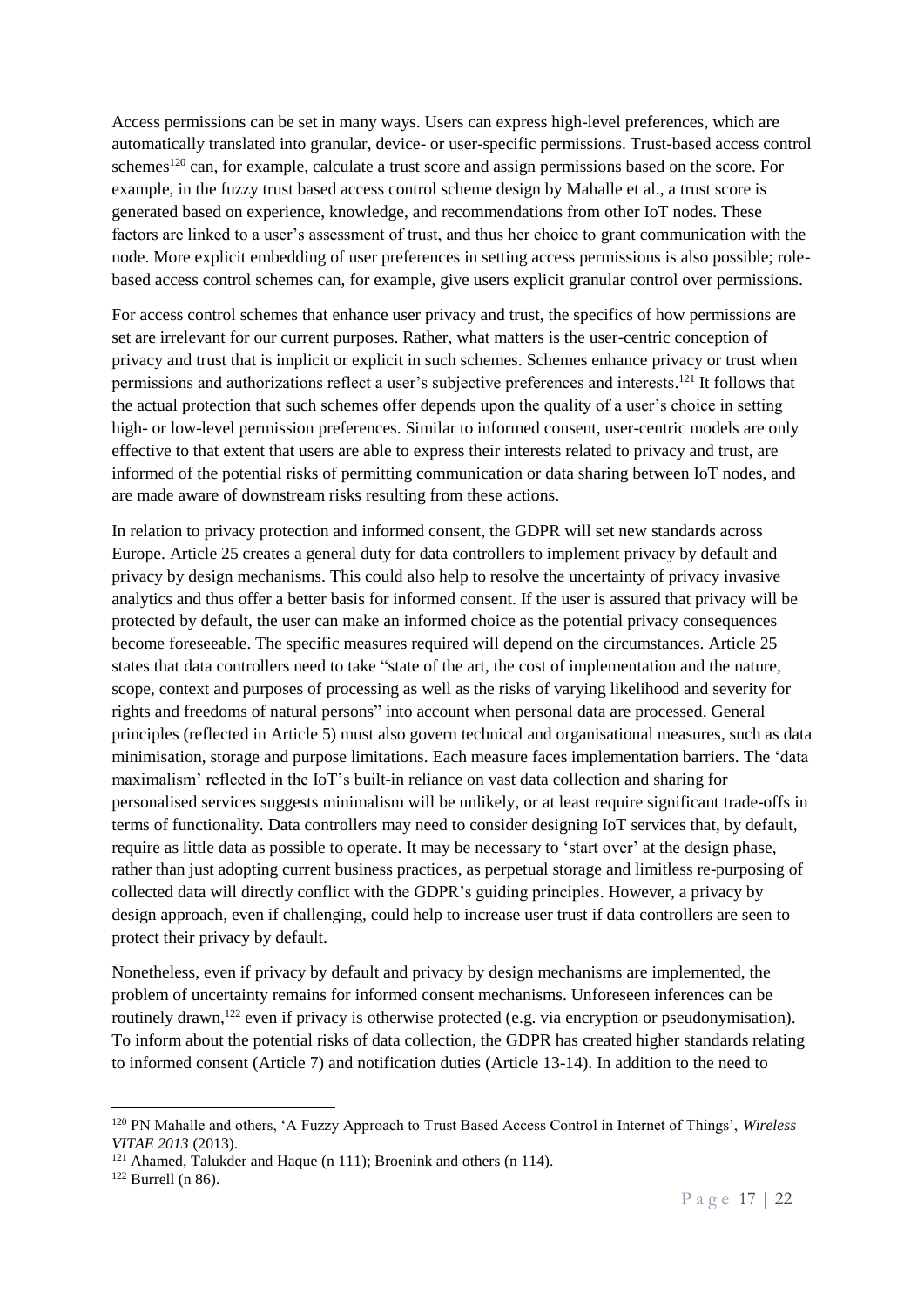Access permissions can be set in many ways. Users can express high-level preferences, which are automatically translated into granular, device- or user-specific permissions. Trust-based access control schemes[120] can, for example, calculate a trust score and assign permissions based on the score. For example, in the fuzzy trust based access control scheme design by Mahalle et al., a trust score is generated based on experience, knowledge, and recommendations from other IoT nodes. These factors are linked to a user's assessment of trust, and thus her choice to grant communication with the node. More explicit embedding of user preferences in setting access permissions is also possible; role-based access control schemes can, for example, give users explicit granular control over permissions.

For access control schemes that enhance user privacy and trust, the specifics of how permissions are set are irrelevant for our current purposes. Rather, what matters is the user-centric conception of privacy and trust that is implicit or explicit in such schemes. Schemes enhance privacy or trust when permissions and authorizations reflect a user's subjective preferences and interests.[121] It follows that the actual protection that such schemes offer depends upon the quality of a user's choice in setting high- or low-level permission preferences. Similar to informed consent, user-centric models are only effective to that extent that users are able to express their interests related to privacy and trust, are informed of the potential risks of permitting communication or data sharing between IoT nodes, and are made aware of downstream risks resulting from these actions.

In relation to privacy protection and informed consent, the GDPR will set new standards across Europe. Article 25 creates a general duty for data controllers to implement privacy by default and privacy by design mechanisms. This could also help to resolve the uncertainty of privacy invasive analytics and thus offer a better basis for informed consent. If the user is assured that privacy will be protected by default, the user can make an informed choice as the potential privacy consequences become foreseeable. The specific measures required will depend on the circumstances. Article 25 states that data controllers need to take "state of the art, the cost of implementation and the nature, scope, context and purposes of processing as well as the risks of varying likelihood and severity for rights and freedoms of natural persons" into account when personal data are processed. General principles (reflected in Article 5) must also govern technical and organisational measures, such as data minimisation, storage and purpose limitations. Each measure faces implementation barriers. The 'data maximalism' reflected in the IoT's built-in reliance on vast data collection and sharing for personalised services suggests minimalism will be unlikely, or at least require significant trade-offs in terms of functionality. Data controllers may need to consider designing IoT services that, by default, require as little data as possible to operate. It may be necessary to 'start over' at the design phase, rather than just adopting current business practices, as perpetual storage and limitless re-purposing of collected data will directly conflict with the GDPR's guiding principles. However, a privacy by design approach, even if challenging, could help to increase user trust if data controllers are seen to protect their privacy by default.

Nonetheless, even if privacy by default and privacy by design mechanisms are implemented, the problem of uncertainty remains for informed consent mechanisms. Unforeseen inferences can be routinely drawn,[122] even if privacy is otherwise protected (e.g. via encryption or pseudonymisation). To inform about the potential risks of data collection, the GDPR has created higher standards relating to informed consent (Article 7) and notification duties (Article 13-14). In addition to the need to

[120] PN Mahalle and others, 'A Fuzzy Approach to Trust Based Access Control in Internet of Things', *Wireless VITAE 2013* (2013).

[121] Ahamed, Talukder and Haque (n 111); Broenink and others (n 114).

[122] Burrell (n 86).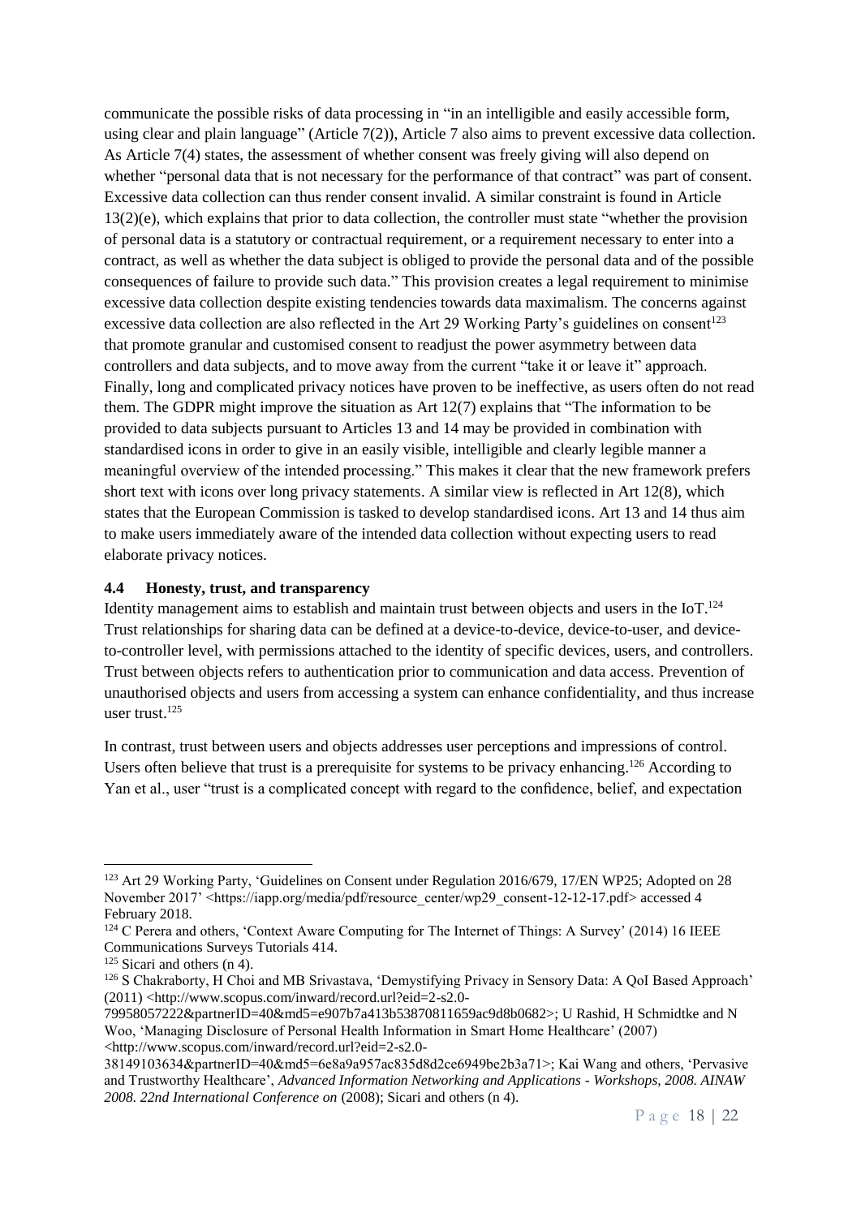communicate the possible risks of data processing in "in an intelligible and easily accessible form, using clear and plain language" (Article 7(2)), Article 7 also aims to prevent excessive data collection. As Article 7(4) states, the assessment of whether consent was freely giving will also depend on whether "personal data that is not necessary for the performance of that contract" was part of consent. Excessive data collection can thus render consent invalid. A similar constraint is found in Article 13(2)(e), which explains that prior to data collection, the controller must state "whether the provision of personal data is a statutory or contractual requirement, or a requirement necessary to enter into a contract, as well as whether the data subject is obliged to provide the personal data and of the possible consequences of failure to provide such data." This provision creates a legal requirement to minimise excessive data collection despite existing tendencies towards data maximalism. The concerns against excessive data collection are also reflected in the Art 29 Working Party's guidelines on consent[123] that promote granular and customised consent to readjust the power asymmetry between data controllers and data subjects, and to move away from the current "take it or leave it" approach. Finally, long and complicated privacy notices have proven to be ineffective, as users often do not read them. The GDPR might improve the situation as Art 12(7) explains that "The information to be provided to data subjects pursuant to Articles 13 and 14 may be provided in combination with standardised icons in order to give in an easily visible, intelligible and clearly legible manner a meaningful overview of the intended processing." This makes it clear that the new framework prefers short text with icons over long privacy statements. A similar view is reflected in Art 12(8), which states that the European Commission is tasked to develop standardised icons. Art 13 and 14 thus aim to make users immediately aware of the intended data collection without expecting users to read elaborate privacy notices.

### 4.4 Honesty, trust, and transparency

Identity management aims to establish and maintain trust between objects and users in the IoT.[124] Trust relationships for sharing data can be defined at a device-to-device, device-to-user, and device-to-controller level, with permissions attached to the identity of specific devices, users, and controllers. Trust between objects refers to authentication prior to communication and data access. Prevention of unauthorised objects and users from accessing a system can enhance confidentiality, and thus increase user trust.[125]

In contrast, trust between users and objects addresses user perceptions and impressions of control. Users often believe that trust is a prerequisite for systems to be privacy enhancing.[126] According to Yan et al., user "trust is a complicated concept with regard to the confidence, belief, and expectation

---

[123] Art 29 Working Party, 'Guidelines on Consent under Regulation 2016/679, 17/EN WP25; Adopted on 28 November 2017' <https://iapp.org/media/pdf/resource_center/wp29_consent-12-12-17.pdf> accessed 4 February 2018.

[124] C Perera and others, 'Context Aware Computing for The Internet of Things: A Survey' (2014) 16 IEEE Communications Surveys Tutorials 414.

[125] Sicari and others (n 4).

[126] S Chakraborty, H Choi and MB Srivastava, 'Demystifying Privacy in Sensory Data: A QoI Based Approach' (2011) <http://www.scopus.com/inward/record.url?eid=2-s2.0-79958057222&partnerID=40&md5=e907b7a413b53870811659ac9d8b0682>; U Rashid, H Schmidtke and N Woo, 'Managing Disclosure of Personal Health Information in Smart Home Healthcare' (2007) <http://www.scopus.com/inward/record.url?eid=2-s2.0-38149103634&partnerID=40&md5=6e8a9a957ac835d8d2ce6949be2b3a71>; Kai Wang and others, 'Pervasive and Trustworthy Healthcare', *Advanced Information Networking and Applications - Workshops, 2008. AINAW 2008. 22nd International Conference on* (2008); Sicari and others (n 4).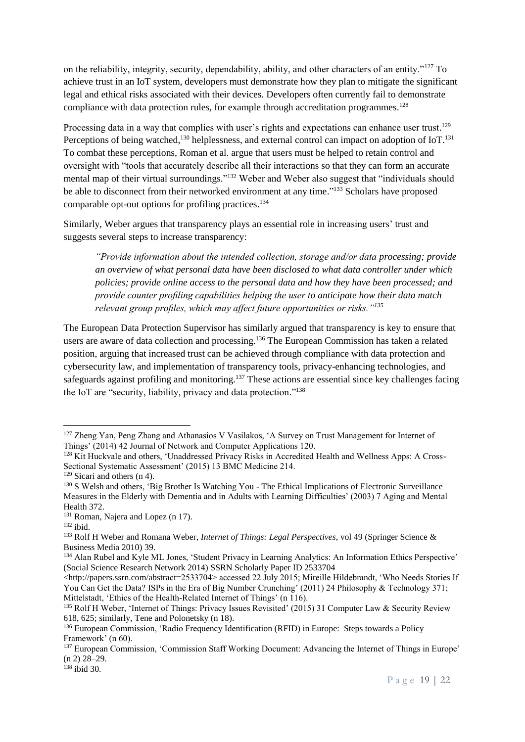on the reliability, integrity, security, dependability, ability, and other characters of an entity."[127] To achieve trust in an IoT system, developers must demonstrate how they plan to mitigate the significant legal and ethical risks associated with their devices. Developers often currently fail to demonstrate compliance with data protection rules, for example through accreditation programmes.[128]

Processing data in a way that complies with user's rights and expectations can enhance user trust.[129] Perceptions of being watched,[130] helplessness, and external control can impact on adoption of IoT.[131] To combat these perceptions, Roman et al. argue that users must be helped to retain control and oversight with "tools that accurately describe all their interactions so that they can form an accurate mental map of their virtual surroundings."[132] Weber and Weber also suggest that "individuals should be able to disconnect from their networked environment at any time."[133] Scholars have proposed comparable opt-out options for profiling practices.[134]

Similarly, Weber argues that transparency plays an essential role in increasing users' trust and suggests several steps to increase transparency:

> *"Provide information about the intended collection, storage and/or data processing; provide an overview of what personal data have been disclosed to what data controller under which policies; provide online access to the personal data and how they have been processed; and provide counter profiling capabilities helping the user to anticipate how their data match relevant group profiles, which may affect future opportunities or risks."*[135]

The European Data Protection Supervisor has similarly argued that transparency is key to ensure that users are aware of data collection and processing.[136] The European Commission has taken a related position, arguing that increased trust can be achieved through compliance with data protection and cybersecurity law, and implementation of transparency tools, privacy-enhancing technologies, and safeguards against profiling and monitoring.[137] These actions are essential since key challenges facing the IoT are "security, liability, privacy and data protection."[138]

---

[127] Zheng Yan, Peng Zhang and Athanasios V Vasilakos, 'A Survey on Trust Management for Internet of Things' (2014) 42 Journal of Network and Computer Applications 120.

[128] Kit Huckvale and others, 'Unaddressed Privacy Risks in Accredited Health and Wellness Apps: A Cross-Sectional Systematic Assessment' (2015) 13 BMC Medicine 214.

[129] Sicari and others (n 4).

[130] S Welsh and others, 'Big Brother Is Watching You - The Ethical Implications of Electronic Surveillance Measures in the Elderly with Dementia and in Adults with Learning Difficulties' (2003) 7 Aging and Mental Health 372.

[131] Roman, Najera and Lopez (n 17).

[132] ibid.

[133] Rolf H Weber and Romana Weber, *Internet of Things: Legal Perspectives*, vol 49 (Springer Science & Business Media 2010) 39.

[134] Alan Rubel and Kyle ML Jones, 'Student Privacy in Learning Analytics: An Information Ethics Perspective' (Social Science Research Network 2014) SSRN Scholarly Paper ID 2533704 <http://papers.ssrn.com/abstract=2533704> accessed 22 July 2015; Mireille Hildebrandt, 'Who Needs Stories If You Can Get the Data? ISPs in the Era of Big Number Crunching' (2011) 24 Philosophy & Technology 371; Mittelstadt, 'Ethics of the Health-Related Internet of Things' (n 116).

[135] Rolf H Weber, 'Internet of Things: Privacy Issues Revisited' (2015) 31 Computer Law & Security Review 618, 625; similarly, Tene and Polonetsky (n 18).

[136] European Commission, 'Radio Frequency Identification (RFID) in Europe: Steps towards a Policy Framework' (n 60).

[137] European Commission, 'Commission Staff Working Document: Advancing the Internet of Things in Europe' (n 2) 28–29.

[138] ibid 30.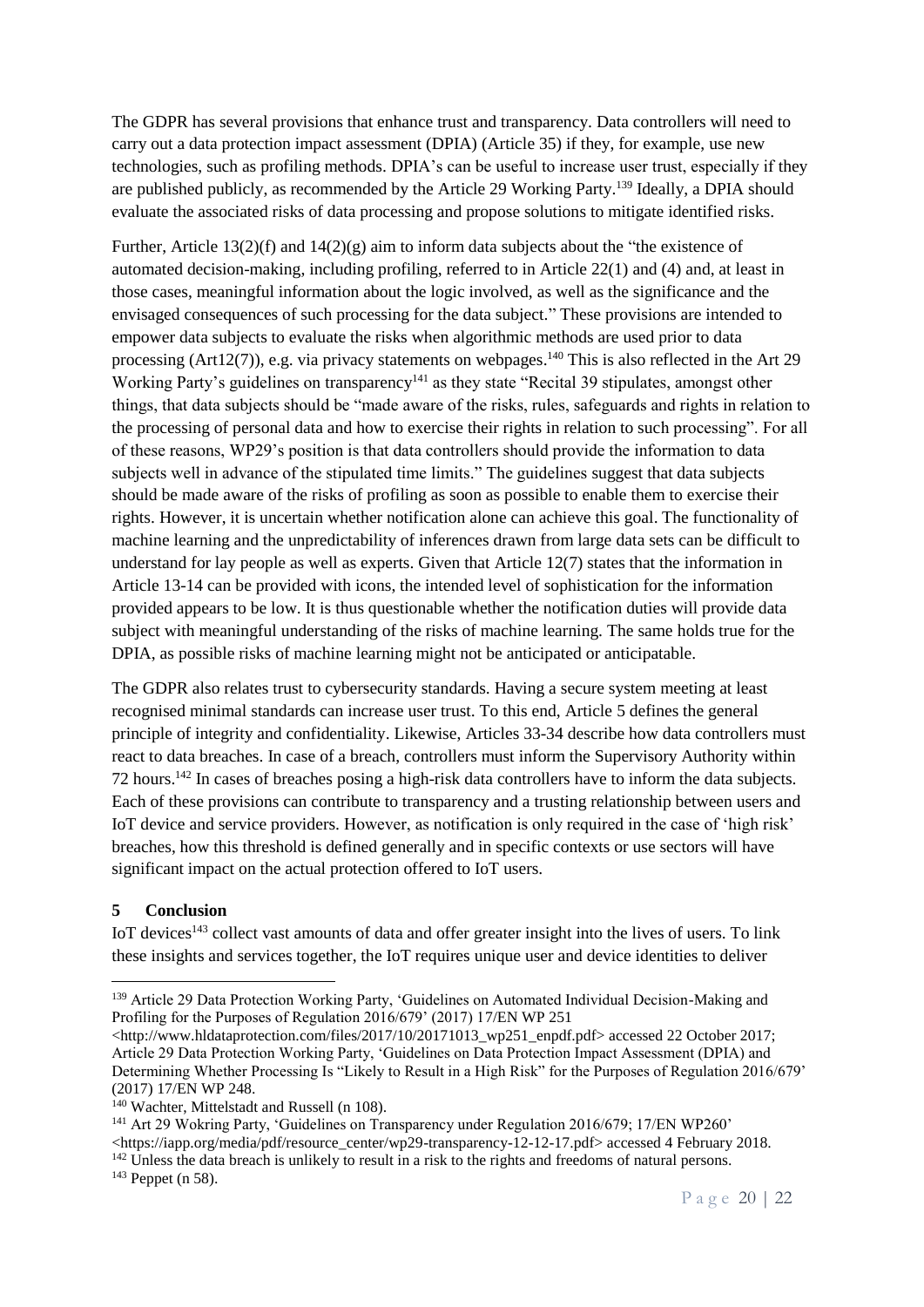The GDPR has several provisions that enhance trust and transparency. Data controllers will need to carry out a data protection impact assessment (DPIA) (Article 35) if they, for example, use new technologies, such as profiling methods. DPIA's can be useful to increase user trust, especially if they are published publicly, as recommended by the Article 29 Working Party.[139] Ideally, a DPIA should evaluate the associated risks of data processing and propose solutions to mitigate identified risks.

Further, Article 13(2)(f) and 14(2)(g) aim to inform data subjects about the "the existence of automated decision-making, including profiling, referred to in Article 22(1) and (4) and, at least in those cases, meaningful information about the logic involved, as well as the significance and the envisaged consequences of such processing for the data subject." These provisions are intended to empower data subjects to evaluate the risks when algorithmic methods are used prior to data processing (Art12(7)), e.g. via privacy statements on webpages.[140] This is also reflected in the Art 29 Working Party's guidelines on transparency[141] as they state "Recital 39 stipulates, amongst other things, that data subjects should be "made aware of the risks, rules, safeguards and rights in relation to the processing of personal data and how to exercise their rights in relation to such processing". For all of these reasons, WP29's position is that data controllers should provide the information to data subjects well in advance of the stipulated time limits." The guidelines suggest that data subjects should be made aware of the risks of profiling as soon as possible to enable them to exercise their rights. However, it is uncertain whether notification alone can achieve this goal. The functionality of machine learning and the unpredictability of inferences drawn from large data sets can be difficult to understand for lay people as well as experts. Given that Article 12(7) states that the information in Article 13-14 can be provided with icons, the intended level of sophistication for the information provided appears to be low. It is thus questionable whether the notification duties will provide data subject with meaningful understanding of the risks of machine learning. The same holds true for the DPIA, as possible risks of machine learning might not be anticipated or anticipatable.

The GDPR also relates trust to cybersecurity standards. Having a secure system meeting at least recognised minimal standards can increase user trust. To this end, Article 5 defines the general principle of integrity and confidentiality. Likewise, Articles 33-34 describe how data controllers must react to data breaches. In case of a breach, controllers must inform the Supervisory Authority within 72 hours.[142] In cases of breaches posing a high-risk data controllers have to inform the data subjects. Each of these provisions can contribute to transparency and a trusting relationship between users and IoT device and service providers. However, as notification is only required in the case of 'high risk' breaches, how this threshold is defined generally and in specific contexts or use sectors will have significant impact on the actual protection offered to IoT users.

## 5 Conclusion

IoT devices[143] collect vast amounts of data and offer greater insight into the lives of users. To link these insights and services together, the IoT requires unique user and device identities to deliver

---

[139] Article 29 Data Protection Working Party, 'Guidelines on Automated Individual Decision-Making and Profiling for the Purposes of Regulation 2016/679' (2017) 17/EN WP 251 <http://www.hldataprotection.com/files/2017/10/20171013_wp251_enpdf.pdf> accessed 22 October 2017; Article 29 Data Protection Working Party, 'Guidelines on Data Protection Impact Assessment (DPIA) and Determining Whether Processing Is "Likely to Result in a High Risk" for the Purposes of Regulation 2016/679' (2017) 17/EN WP 248.

[140] Wachter, Mittelstadt and Russell (n 108).

[141] Art 29 Wokring Party, 'Guidelines on Transparency under Regulation 2016/679; 17/EN WP260' <https://iapp.org/media/pdf/resource_center/wp29-transparency-12-12-17.pdf> accessed 4 February 2018.

[142] Unless the data breach is unlikely to result in a risk to the rights and freedoms of natural persons.

[143] Peppet (n 58).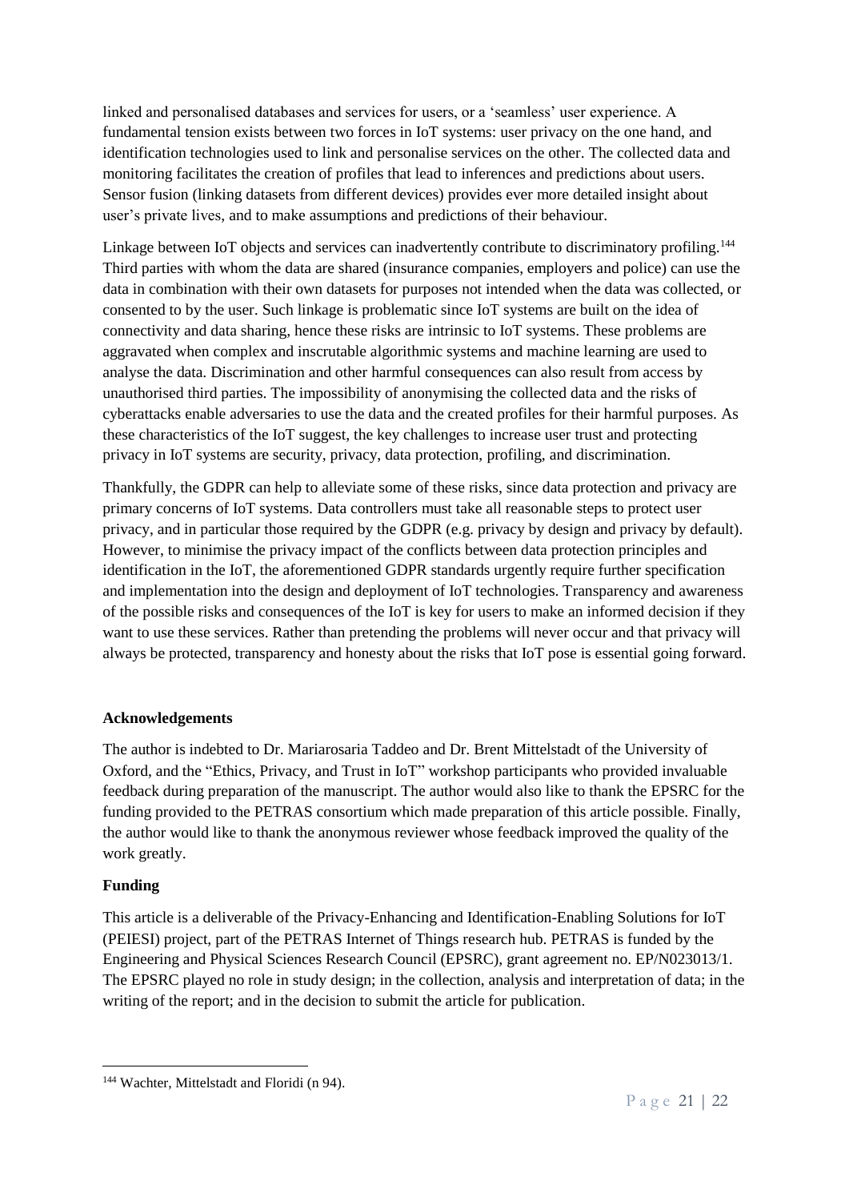linked and personalised databases and services for users, or a 'seamless' user experience. A fundamental tension exists between two forces in IoT systems: user privacy on the one hand, and identification technologies used to link and personalise services on the other. The collected data and monitoring facilitates the creation of profiles that lead to inferences and predictions about users. Sensor fusion (linking datasets from different devices) provides ever more detailed insight about user's private lives, and to make assumptions and predictions of their behaviour.

Linkage between IoT objects and services can inadvertently contribute to discriminatory profiling.[144] Third parties with whom the data are shared (insurance companies, employers and police) can use the data in combination with their own datasets for purposes not intended when the data was collected, or consented to by the user. Such linkage is problematic since IoT systems are built on the idea of connectivity and data sharing, hence these risks are intrinsic to IoT systems. These problems are aggravated when complex and inscrutable algorithmic systems and machine learning are used to analyse the data. Discrimination and other harmful consequences can also result from access by unauthorised third parties. The impossibility of anonymising the collected data and the risks of cyberattacks enable adversaries to use the data and the created profiles for their harmful purposes. As these characteristics of the IoT suggest, the key challenges to increase user trust and protecting privacy in IoT systems are security, privacy, data protection, profiling, and discrimination.

Thankfully, the GDPR can help to alleviate some of these risks, since data protection and privacy are primary concerns of IoT systems. Data controllers must take all reasonable steps to protect user privacy, and in particular those required by the GDPR (e.g. privacy by design and privacy by default). However, to minimise the privacy impact of the conflicts between data protection principles and identification in the IoT, the aforementioned GDPR standards urgently require further specification and implementation into the design and deployment of IoT technologies. Transparency and awareness of the possible risks and consequences of the IoT is key for users to make an informed decision if they want to use these services. Rather than pretending the problems will never occur and that privacy will always be protected, transparency and honesty about the risks that IoT pose is essential going forward.

**Acknowledgements**

The author is indebted to Dr. Mariarosaria Taddeo and Dr. Brent Mittelstadt of the University of Oxford, and the "Ethics, Privacy, and Trust in IoT" workshop participants who provided invaluable feedback during preparation of the manuscript. The author would also like to thank the EPSRC for the funding provided to the PETRAS consortium which made preparation of this article possible. Finally, the author would like to thank the anonymous reviewer whose feedback improved the quality of the work greatly.

**Funding**

This article is a deliverable of the Privacy-Enhancing and Identification-Enabling Solutions for IoT (PEIESI) project, part of the PETRAS Internet of Things research hub. PETRAS is funded by the Engineering and Physical Sciences Research Council (EPSRC), grant agreement no. EP/N023013/1. The EPSRC played no role in study design; in the collection, analysis and interpretation of data; in the writing of the report; and in the decision to submit the article for publication.

---

[144] Wachter, Mittelstadt and Floridi (n 94).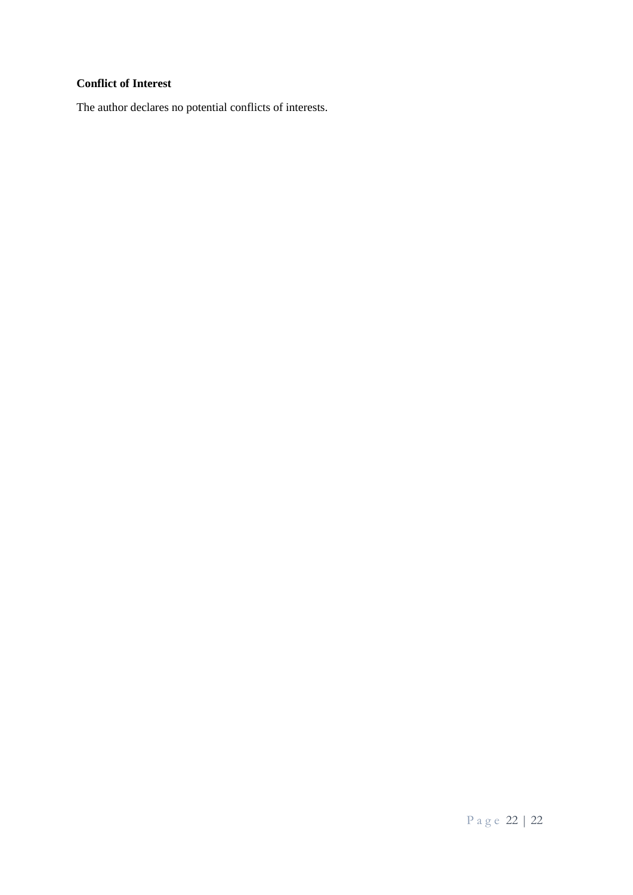**Conflict of Interest**

The author declares no potential conflicts of interests.